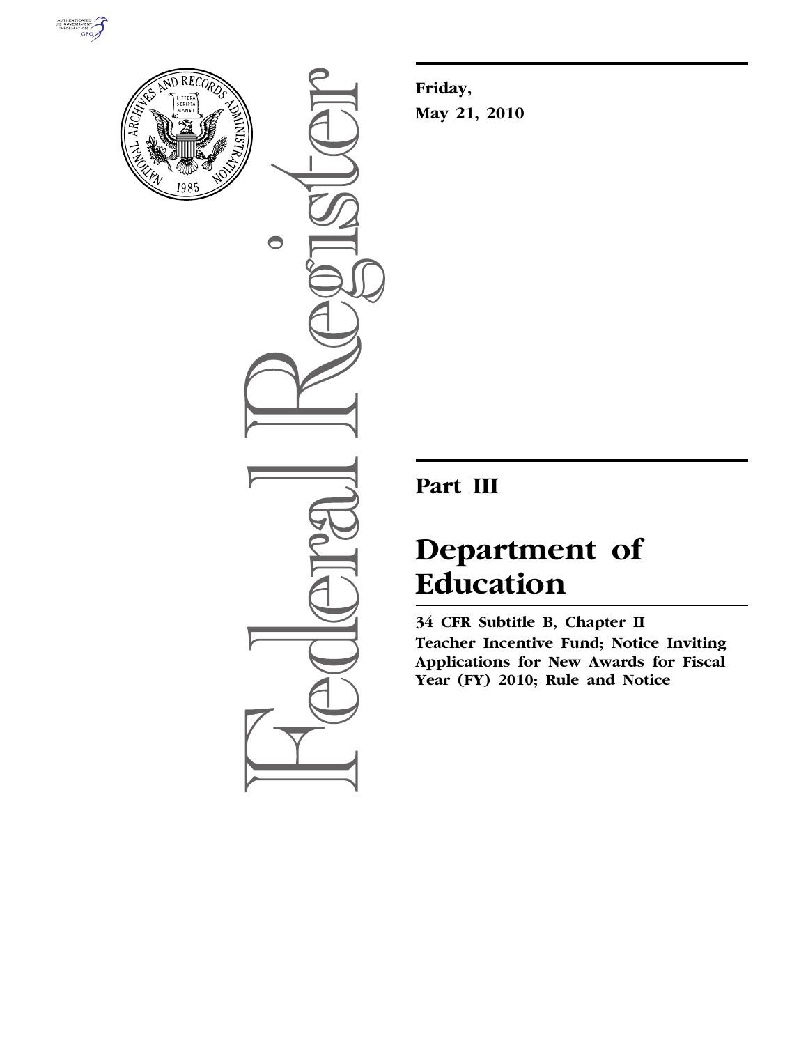**Friday,**

**May 21, 2010**

## Part III

# Department of Education

**34 CFR Subtitle B, Chapter II**

**Teacher Incentive Fund; Notice Inviting Applications for New Awards for Fiscal Year (FY) 2010; Rule and Notice**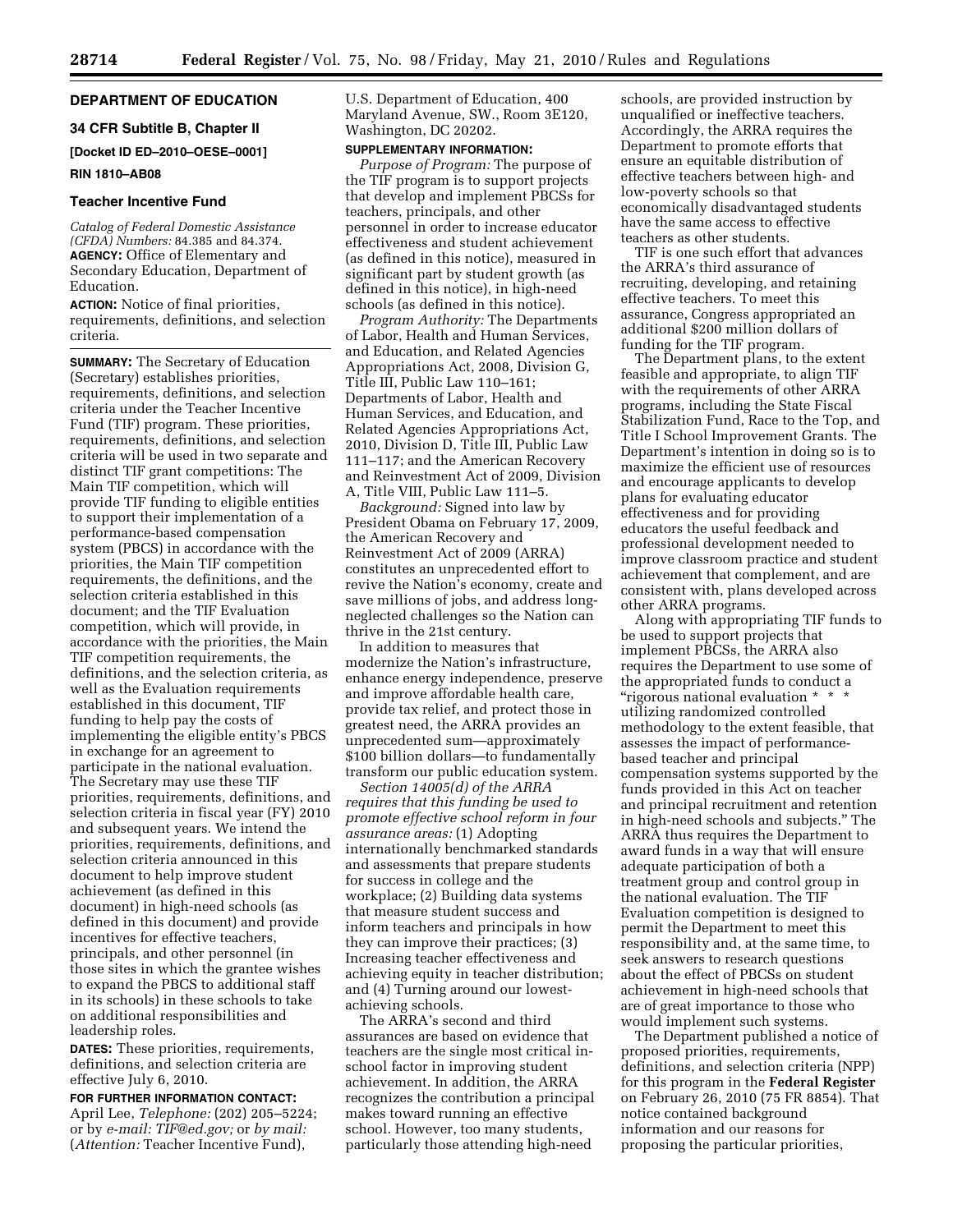## DEPARTMENT OF EDUCATION

### 34 CFR Subtitle B, Chapter II

**[Docket ID ED–2010–OESE–0001]**

**RIN 1810–AB08**

### Teacher Incentive Fund

*Catalog of Federal Domestic Assistance (CFDA) Numbers:* 84.385 and 84.374.

**AGENCY:** Office of Elementary and Secondary Education, Department of Education.

**ACTION:** Notice of final priorities, requirements, definitions, and selection criteria.

**SUMMARY:** The Secretary of Education (Secretary) establishes priorities, requirements, definitions, and selection criteria under the Teacher Incentive Fund (TIF) program. These priorities, requirements, definitions, and selection criteria will be used in two separate and distinct TIF grant competitions: The Main TIF competition, which will provide TIF funding to eligible entities to support their implementation of a performance-based compensation system (PBCS) in accordance with the priorities, the Main TIF competition requirements, the definitions, and the selection criteria established in this document; and the TIF Evaluation competition, which will provide, in accordance with the priorities, the Main TIF competition requirements, the definitions, and the selection criteria, as well as the Evaluation requirements established in this document, TIF funding to help pay the costs of implementing the eligible entity's PBCS in exchange for an agreement to participate in the national evaluation. The Secretary may use these TIF priorities, requirements, definitions, and selection criteria in fiscal year (FY) 2010 and subsequent years. We intend the priorities, requirements, definitions, and selection criteria announced in this document to help improve student achievement (as defined in this document) in high-need schools (as defined in this document) and provide incentives for effective teachers, principals, and other personnel (in those sites in which the grantee wishes to expand the PBCS to additional staff in its schools) in these schools to take on additional responsibilities and leadership roles.

**DATES:** These priorities, requirements, definitions, and selection criteria are effective July 6, 2010.

**FOR FURTHER INFORMATION CONTACT:** April Lee, *Telephone:* (202) 205–5224; or by *e-mail: TIF@ed.gov;* or *by mail:* (*Attention:* Teacher Incentive Fund), U.S. Department of Education, 400 Maryland Avenue, SW., Room 3E120, Washington, DC 20202.

**SUPPLEMENTARY INFORMATION:**

*Purpose of Program:* The purpose of the TIF program is to support projects that develop and implement PBCSs for teachers, principals, and other personnel in order to increase educator effectiveness and student achievement (as defined in this notice), measured in significant part by student growth (as defined in this notice), in high-need schools (as defined in this notice).

*Program Authority:* The Departments of Labor, Health and Human Services, and Education, and Related Agencies Appropriations Act, 2008, Division G, Title III, Public Law 110–161; Departments of Labor, Health and Human Services, and Education, and Related Agencies Appropriations Act, 2010, Division D, Title III, Public Law 111–117; and the American Recovery and Reinvestment Act of 2009, Division A, Title VIII, Public Law 111–5.

*Background:* Signed into law by President Obama on February 17, 2009, the American Recovery and Reinvestment Act of 2009 (ARRA) constitutes an unprecedented effort to revive the Nation's economy, create and save millions of jobs, and address long-neglected challenges so the Nation can thrive in the 21st century.

In addition to measures that modernize the Nation's infrastructure, enhance energy independence, preserve and improve affordable health care, provide tax relief, and protect those in greatest need, the ARRA provides an unprecedented sum—approximately $100 billion dollars—to fundamentally transform our public education system.

*Section 14005(d) of the ARRA requires that this funding be used to promote effective school reform in four assurance areas:* (1) Adopting internationally benchmarked standards and assessments that prepare students for success in college and the workplace; (2) Building data systems that measure student success and inform teachers and principals in how they can improve their practices; (3) Increasing teacher effectiveness and achieving equity in teacher distribution; and (4) Turning around our lowest-achieving schools.

The ARRA's second and third assurances are based on evidence that teachers are the single most critical in-school factor in improving student achievement. In addition, the ARRA recognizes the contribution a principal makes toward running an effective school. However, too many students, particularly those attending high-need schools, are provided instruction by unqualified or ineffective teachers. Accordingly, the ARRA requires the Department to promote efforts that ensure an equitable distribution of effective teachers between high- and low-poverty schools so that economically disadvantaged students have the same access to effective teachers as other students.

TIF is one such effort that advances the ARRA's third assurance of recruiting, developing, and retaining effective teachers. To meet this assurance, Congress appropriated an additional $200 million dollars of funding for the TIF program.

The Department plans, to the extent feasible and appropriate, to align TIF with the requirements of other ARRA programs, including the State Fiscal Stabilization Fund, Race to the Top, and Title I School Improvement Grants. The Department's intention in doing so is to maximize the efficient use of resources and encourage applicants to develop plans for evaluating educator effectiveness and for providing educators the useful feedback and professional development needed to improve classroom practice and student achievement that complement, and are consistent with, plans developed across other ARRA programs.

Along with appropriating TIF funds to be used to support projects that implement PBCSs, the ARRA also requires the Department to use some of the appropriated funds to conduct a "rigorous national evaluation * * * utilizing randomized controlled methodology to the extent feasible, that assesses the impact of performance-based teacher and principal compensation systems supported by the funds provided in this Act on teacher and principal recruitment and retention in high-need schools and subjects." The ARRA thus requires the Department to award funds in a way that will ensure adequate participation of both a treatment group and control group in the national evaluation. The TIF Evaluation competition is designed to permit the Department to meet this responsibility and, at the same time, to seek answers to research questions about the effect of PBCSs on student achievement in high-need schools that are of great importance to those who would implement such systems.

The Department published a notice of proposed priorities, requirements, definitions, and selection criteria (NPP) for this program in the **Federal Register** on February 26, 2010 (75 FR 8854). That notice contained background information and our reasons for proposing the particular priorities,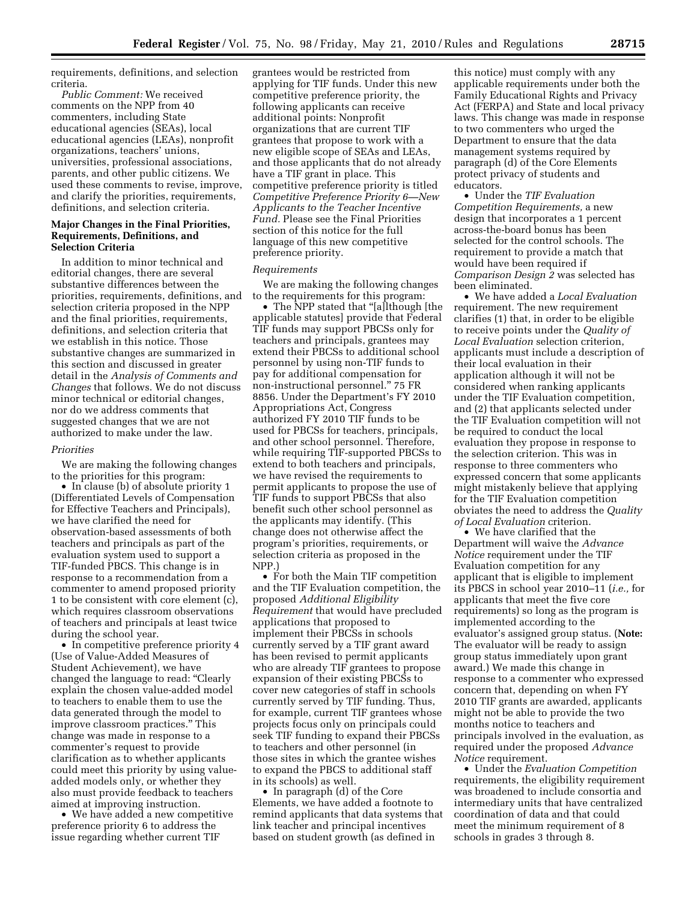requirements, definitions, and selection criteria.

*Public Comment:* We received comments on the NPP from 40 commenters, including State educational agencies (SEAs), local educational agencies (LEAs), nonprofit organizations, teachers' unions, universities, professional associations, parents, and other public citizens. We used these comments to revise, improve, and clarify the priorities, requirements, definitions, and selection criteria.

### Major Changes in the Final Priorities, Requirements, Definitions, and Selection Criteria

In addition to minor technical and editorial changes, there are several substantive differences between the priorities, requirements, definitions, and selection criteria proposed in the NPP and the final priorities, requirements, definitions, and selection criteria that we establish in this notice. Those substantive changes are summarized in this section and discussed in greater detail in the *Analysis of Comments and Changes* that follows. We do not discuss minor technical or editorial changes, nor do we address comments that suggested changes that we are not authorized to make under the law.

#### *Priorities*

We are making the following changes to the priorities for this program:

- In clause (b) of absolute priority 1 (Differentiated Levels of Compensation for Effective Teachers and Principals), we have clarified the need for observation-based assessments of both teachers and principals as part of the evaluation system used to support a TIF-funded PBCS. This change is in response to a recommendation from a commenter to amend proposed priority 1 to be consistent with core element (c), which requires classroom observations of teachers and principals at least twice during the school year.
- In competitive preference priority 4 (Use of Value-Added Measures of Student Achievement), we have changed the language to read: "Clearly explain the chosen value-added model to teachers to enable them to use the data generated through the model to improve classroom practices." This change was made in response to a commenter's request to provide clarification as to whether applicants could meet this priority by using value-added models only, or whether they also must provide feedback to teachers aimed at improving instruction.
- We have added a new competitive preference priority 6 to address the issue regarding whether current TIF grantees would be restricted from applying for TIF funds. Under this new competitive preference priority, the following applicants can receive additional points: Nonprofit organizations that are current TIF grantees that propose to work with a new eligible scope of SEAs and LEAs, and those applicants that do not already have a TIF grant in place. This competitive preference priority is titled *Competitive Preference Priority 6—New Applicants to the Teacher Incentive Fund.* Please see the Final Priorities section of this notice for the full language of this new competitive preference priority.

#### *Requirements*

We are making the following changes to the requirements for this program:

- The NPP stated that "[a]lthough [the applicable statutes] provide that Federal TIF funds may support PBCSs only for teachers and principals, grantees may extend their PBCSs to additional school personnel by using non-TIF funds to pay for additional compensation for non-instructional personnel." 75 FR 8856. Under the Department's FY 2010 Appropriations Act, Congress authorized FY 2010 TIF funds to be used for PBCSs for teachers, principals, and other school personnel. Therefore, while requiring TIF-supported PBCSs to extend to both teachers and principals, we have revised the requirements to permit applicants to propose the use of TIF funds to support PBCSs that also benefit such other school personnel as the applicants may identify. (This change does not otherwise affect the program's priorities, requirements, or selection criteria as proposed in the NPP.)
- For both the Main TIF competition and the TIF Evaluation competition, the proposed *Additional Eligibility Requirement* that would have precluded applications that proposed to implement their PBCSs in schools currently served by a TIF grant award has been revised to permit applicants who are already TIF grantees to propose expansion of their existing PBCSs to cover new categories of staff in schools currently served by TIF funding. Thus, for example, current TIF grantees whose projects focus only on principals could seek TIF funding to expand their PBCSs to teachers and other personnel (in those sites in which the grantee wishes to expand the PBCS to additional staff in its schools) as well.
- In paragraph (d) of the Core Elements, we have added a footnote to remind applicants that data systems that link teacher and principal incentives based on student growth (as defined in this notice) must comply with any applicable requirements under both the Family Educational Rights and Privacy Act (FERPA) and State and local privacy laws. This change was made in response to two commenters who urged the Department to ensure that the data management systems required by paragraph (d) of the Core Elements protect privacy of students and educators.
- Under the *TIF Evaluation Competition Requirements,* a new design that incorporates a 1 percent across-the-board bonus has been selected for the control schools. The requirement to provide a match that would have been required if *Comparison Design 2* was selected has been eliminated.
- We have added a *Local Evaluation* requirement. The new requirement clarifies (1) that, in order to be eligible to receive points under the *Quality of Local Evaluation* selection criterion, applicants must include a description of their local evaluation in their application although it will not be considered when ranking applicants under the TIF Evaluation competition, and (2) that applicants selected under the TIF Evaluation competition will not be required to conduct the local evaluation they propose in response to the selection criterion. This was in response to three commenters who expressed concern that some applicants might mistakenly believe that applying for the TIF Evaluation competition obviates the need to address the *Quality of Local Evaluation* criterion.
- We have clarified that the Department will waive the *Advance Notice* requirement under the TIF Evaluation competition for any applicant that is eligible to implement its PBCS in school year 2010–11 (*i.e.,* for applicants that meet the five core requirements) so long as the program is implemented according to the evaluator's assigned group status. (**Note:** The evaluator will be ready to assign group status immediately upon grant award.) We made this change in response to a commenter who expressed concern that, depending on when FY 2010 TIF grants are awarded, applicants might not be able to provide the two months notice to teachers and principals involved in the evaluation, as required under the proposed *Advance Notice* requirement.
- Under the *Evaluation Competition* requirements, the eligibility requirement was broadened to include consortia and intermediary units that have centralized coordination of data and that could meet the minimum requirement of 8 schools in grades 3 through 8.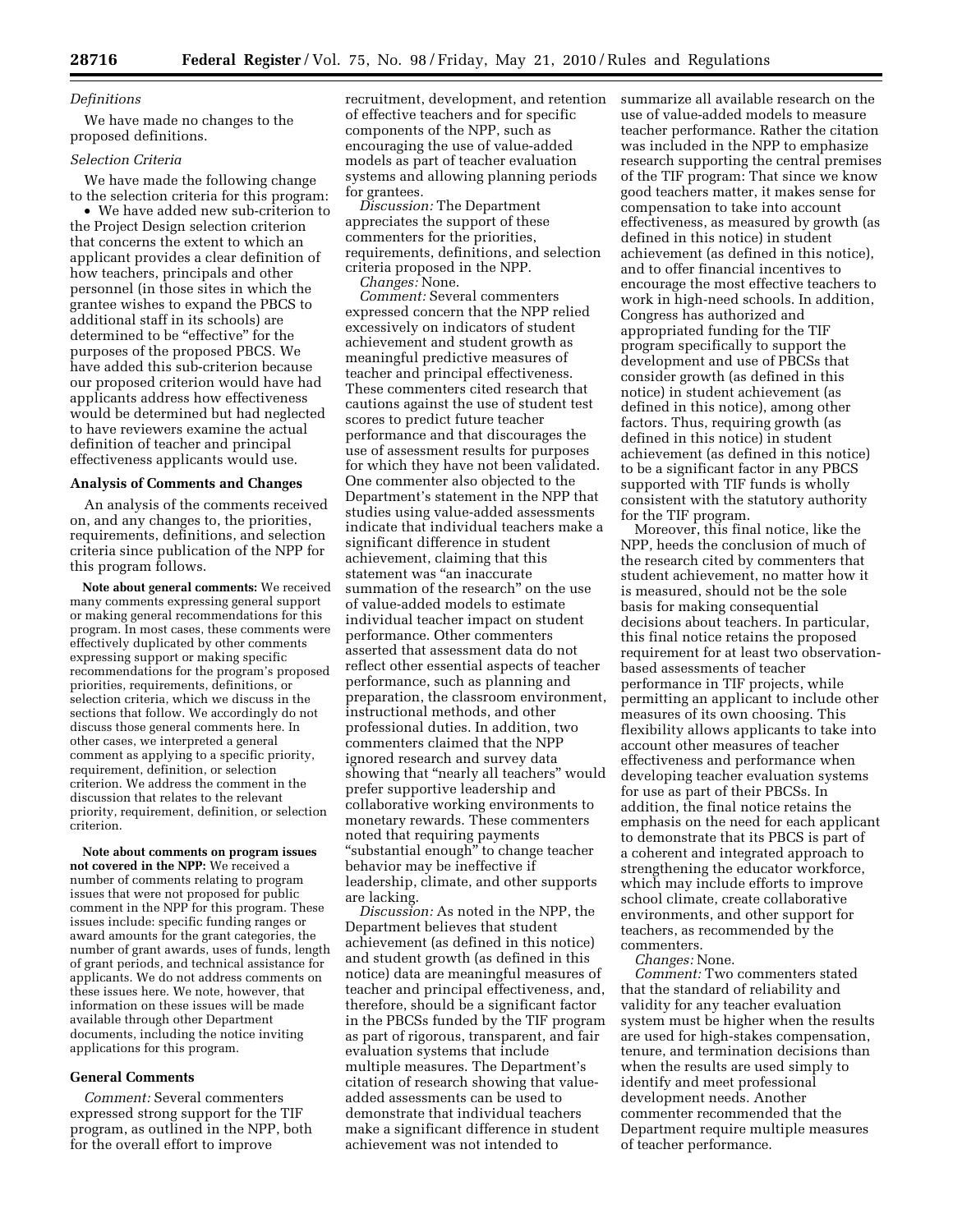*Definitions*

We have made no changes to the proposed definitions.

*Selection Criteria*

We have made the following change to the selection criteria for this program:

- We have added new sub-criterion to the Project Design selection criterion that concerns the extent to which an applicant provides a clear definition of how teachers, principals and other personnel (in those sites in which the grantee wishes to expand the PBCS to additional staff in its schools) are determined to be "effective" for the purposes of the proposed PBCS. We have added this sub-criterion because our proposed criterion would have had applicants address how effectiveness would be determined but had neglected to have reviewers examine the actual definition of teacher and principal effectiveness applicants would use.

## Analysis of Comments and Changes

An analysis of the comments received on, and any changes to, the priorities, requirements, definitions, and selection criteria since publication of the NPP for this program follows.

**Note about general comments:** We received many comments expressing general support or making general recommendations for this program. In most cases, these comments were effectively duplicated by other comments expressing support or making specific recommendations for the program's proposed priorities, requirements, definitions, or selection criteria, which we discuss in the sections that follow. We accordingly do not discuss those general comments here. In other cases, we interpreted a general comment as applying to a specific priority, requirement, definition, or selection criterion. We address the comment in the discussion that relates to the relevant priority, requirement, definition, or selection criterion.

**Note about comments on program issues not covered in the NPP:** We received a number of comments relating to program issues that were not proposed for public comment in the NPP for this program. These issues include: specific funding ranges or award amounts for the grant categories, the number of grant awards, uses of funds, length of grant periods, and technical assistance for applicants. We do not address comments on these issues here. We note, however, that information on these issues will be made available through other Department documents, including the notice inviting applications for this program.

### General Comments

*Comment:* Several commenters expressed strong support for the TIF program, as outlined in the NPP, both for the overall effort to improve recruitment, development, and retention of effective teachers and for specific components of the NPP, such as encouraging the use of value-added models as part of teacher evaluation systems and allowing planning periods for grantees.

*Discussion:* The Department appreciates the support of these commenters for the priorities, requirements, definitions, and selection criteria proposed in the NPP.

*Changes:* None.

*Comment:* Several commenters expressed concern that the NPP relied excessively on indicators of student achievement and student growth as meaningful predictive measures of teacher and principal effectiveness. These commenters cited research that cautions against the use of student test scores to predict future teacher performance and that discourages the use of assessment results for purposes for which they have not been validated. One commenter also objected to the Department's statement in the NPP that studies using value-added assessments indicate that individual teachers make a significant difference in student achievement, claiming that this statement was "an inaccurate summation of the research" on the use of value-added models to estimate individual teacher impact on student performance. Other commenters asserted that assessment data do not reflect other essential aspects of teacher performance, such as planning and preparation, the classroom environment, instructional methods, and other professional duties. In addition, two commenters claimed that the NPP ignored research and survey data showing that "nearly all teachers" would prefer supportive leadership and collaborative working environments to monetary rewards. These commenters noted that requiring payments "substantial enough" to change teacher behavior may be ineffective if leadership, climate, and other supports are lacking.

*Discussion:* As noted in the NPP, the Department believes that student achievement (as defined in this notice) and student growth (as defined in this notice) data are meaningful measures of teacher and principal effectiveness, and, therefore, should be a significant factor in the PBCSs funded by the TIF program as part of rigorous, transparent, and fair evaluation systems that include multiple measures. The Department's citation of research showing that value-added assessments can be used to demonstrate that individual teachers make a significant difference in student achievement was not intended to summarize all available research on the use of value-added models to measure teacher performance. Rather the citation was included in the NPP to emphasize research supporting the central premises of the TIF program: That since we know good teachers matter, it makes sense for compensation to take into account effectiveness, as measured by growth (as defined in this notice) in student achievement (as defined in this notice), and to offer financial incentives to encourage the most effective teachers to work in high-need schools. In addition, Congress has authorized and appropriated funding for the TIF program specifically to support the development and use of PBCSs that consider growth (as defined in this notice) in student achievement (as defined in this notice), among other factors. Thus, requiring growth (as defined in this notice) in student achievement (as defined in this notice) to be a significant factor in any PBCS supported with TIF funds is wholly consistent with the statutory authority for the TIF program.

Moreover, this final notice, like the NPP, heeds the conclusion of much of the research cited by commenters that student achievement, no matter how it is measured, should not be the sole basis for making consequential decisions about teachers. In particular, this final notice retains the proposed requirement for at least two observation-based assessments of teacher performance in TIF projects, while permitting an applicant to include other measures of its own choosing. This flexibility allows applicants to take into account other measures of teacher effectiveness and performance when developing teacher evaluation systems for use as part of their PBCSs. In addition, the final notice retains the emphasis on the need for each applicant to demonstrate that its PBCS is part of a coherent and integrated approach to strengthening the educator workforce, which may include efforts to improve school climate, create collaborative environments, and other support for teachers, as recommended by the commenters.

*Changes:* None.

*Comment:* Two commenters stated that the standard of reliability and validity for any teacher evaluation system must be higher when the results are used for high-stakes compensation, tenure, and termination decisions than when the results are used simply to identify and meet professional development needs. Another commenter recommended that the Department require multiple measures of teacher performance.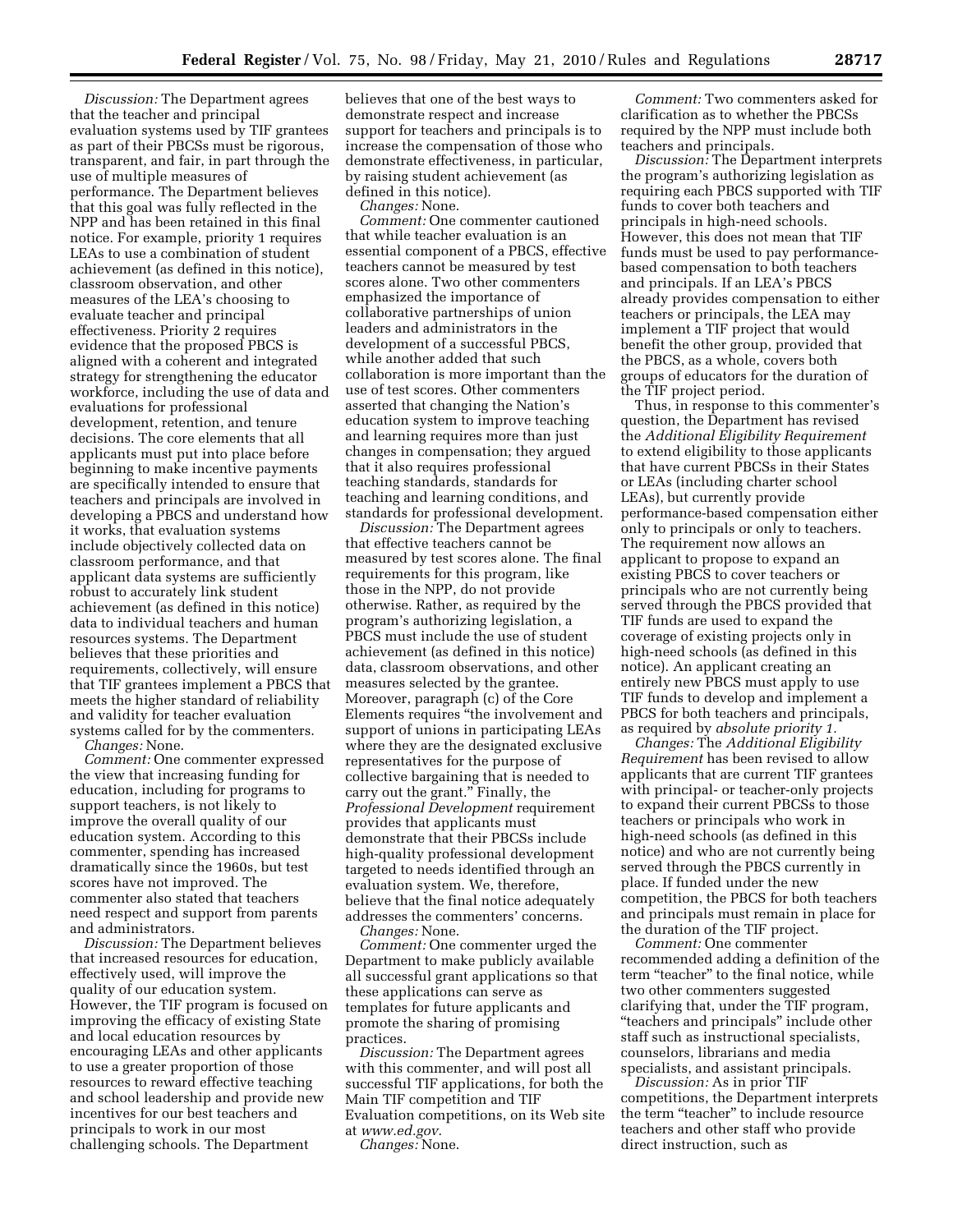*Discussion:* The Department agrees that the teacher and principal evaluation systems used by TIF grantees as part of their PBCSs must be rigorous, transparent, and fair, in part through the use of multiple measures of performance. The Department believes that this goal was fully reflected in the NPP and has been retained in this final notice. For example, priority 1 requires LEAs to use a combination of student achievement (as defined in this notice), classroom observation, and other measures of the LEA's choosing to evaluate teacher and principal effectiveness. Priority 2 requires evidence that the proposed PBCS is aligned with a coherent and integrated strategy for strengthening the educator workforce, including the use of data and evaluations for professional development, retention, and tenure decisions. The core elements that all applicants must put into place before beginning to make incentive payments are specifically intended to ensure that teachers and principals are involved in developing a PBCS and understand how it works, that evaluation systems include objectively collected data on classroom performance, and that applicant data systems are sufficiently robust to accurately link student achievement (as defined in this notice) data to individual teachers and human resources systems. The Department believes that these priorities and requirements, collectively, will ensure that TIF grantees implement a PBCS that meets the higher standard of reliability and validity for teacher evaluation systems called for by the commenters.

*Changes:* None.

*Comment:* One commenter expressed the view that increasing funding for education, including for programs to support teachers, is not likely to improve the overall quality of our education system. According to this commenter, spending has increased dramatically since the 1960s, but test scores have not improved. The commenter also stated that teachers need respect and support from parents and administrators.

*Discussion:* The Department believes that increased resources for education, effectively used, will improve the quality of our education system. However, the TIF program is focused on improving the efficacy of existing State and local education resources by encouraging LEAs and other applicants to use a greater proportion of those resources to reward effective teaching and school leadership and provide new incentives for our best teachers and principals to work in our most challenging schools. The Department believes that one of the best ways to demonstrate respect and increase support for teachers and principals is to increase the compensation of those who demonstrate effectiveness, in particular, by raising student achievement (as defined in this notice).

*Changes:* None.

*Comment:* One commenter cautioned that while teacher evaluation is an essential component of a PBCS, effective teachers cannot be measured by test scores alone. Two other commenters emphasized the importance of collaborative partnerships of union leaders and administrators in the development of a successful PBCS, while another added that such collaboration is more important than the use of test scores. Other commenters asserted that changing the Nation's education system to improve teaching and learning requires more than just changes in compensation; they argued that it also requires professional teaching standards, standards for teaching and learning conditions, and standards for professional development.

*Discussion:* The Department agrees that effective teachers cannot be measured by test scores alone. The final requirements for this program, like those in the NPP, do not provide otherwise. Rather, as required by the program's authorizing legislation, a PBCS must include the use of student achievement (as defined in this notice) data, classroom observations, and other measures selected by the grantee. Moreover, paragraph (c) of the Core Elements requires "the involvement and support of unions in participating LEAs where they are the designated exclusive representatives for the purpose of collective bargaining that is needed to carry out the grant." Finally, the *Professional Development* requirement provides that applicants must demonstrate that their PBCSs include high-quality professional development targeted to needs identified through an evaluation system. We, therefore, believe that the final notice adequately addresses the commenters' concerns.

*Changes:* None.

*Comment:* One commenter urged the Department to make publicly available all successful grant applications so that these applications can serve as templates for future applicants and promote the sharing of promising practices.

*Discussion:* The Department agrees with this commenter, and will post all successful TIF applications, for both the Main TIF competition and TIF Evaluation competitions, on its Web site at *www.ed.gov.*

*Changes:* None.

*Comment:* Two commenters asked for clarification as to whether the PBCSs required by the NPP must include both teachers and principals.

*Discussion:* The Department interprets the program's authorizing legislation as requiring each PBCS supported with TIF funds to cover both teachers and principals in high-need schools. However, this does not mean that TIF funds must be used to pay performance-based compensation to both teachers and principals. If an LEA's PBCS already provides compensation to either teachers or principals, the LEA may implement a TIF project that would benefit the other group, provided that the PBCS, as a whole, covers both groups of educators for the duration of the TIF project period.

Thus, in response to this commenter's question, the Department has revised the *Additional Eligibility Requirement* to extend eligibility to those applicants that have current PBCSs in their States or LEAs (including charter school LEAs), but currently provide performance-based compensation either only to principals or only to teachers. The requirement now allows an applicant to propose to expand an existing PBCS to cover teachers or principals who are not currently being served through the PBCS provided that TIF funds are used to expand the coverage of existing projects only in high-need schools (as defined in this notice). An applicant creating an entirely new PBCS must apply to use TIF funds to develop and implement a PBCS for both teachers and principals, as required by *absolute priority 1.*

*Changes:* The *Additional Eligibility Requirement* has been revised to allow applicants that are current TIF grantees with principal- or teacher-only projects to expand their current PBCSs to those teachers or principals who work in high-need schools (as defined in this notice) and who are not currently being served through the PBCS currently in place. If funded under the new competition, the PBCS for both teachers and principals must remain in place for the duration of the TIF project.

*Comment:* One commenter recommended adding a definition of the term "teacher" to the final notice, while two other commenters suggested clarifying that, under the TIF program, "teachers and principals" include other staff such as instructional specialists, counselors, librarians and media specialists, and assistant principals.

*Discussion:* As in prior TIF competitions, the Department interprets the term "teacher" to include resource teachers and other staff who provide direct instruction, such as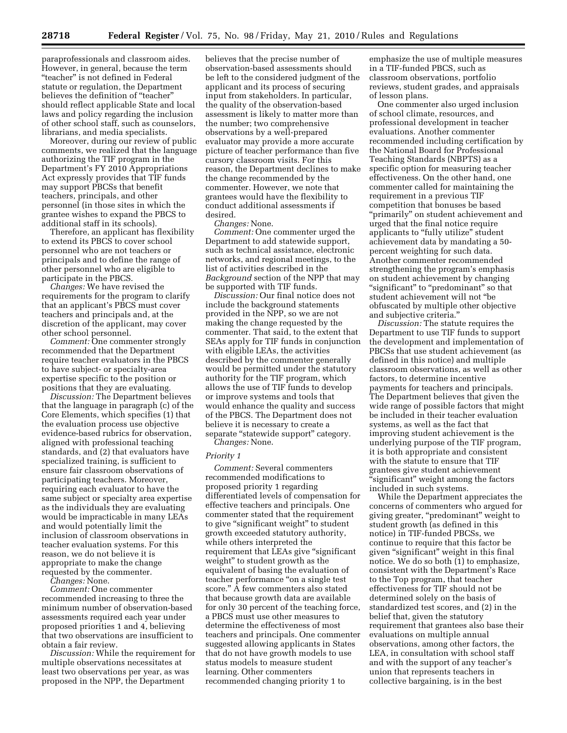paraprofessionals and classroom aides. However, in general, because the term "teacher" is not defined in Federal statute or regulation, the Department believes the definition of "teacher" should reflect applicable State and local laws and policy regarding the inclusion of other school staff, such as counselors, librarians, and media specialists.

Moreover, during our review of public comments, we realized that the language authorizing the TIF program in the Department's FY 2010 Appropriations Act expressly provides that TIF funds may support PBCSs that benefit teachers, principals, and other personnel (in those sites in which the grantee wishes to expand the PBCS to additional staff in its schools).

Therefore, an applicant has flexibility to extend its PBCS to cover school personnel who are not teachers or principals and to define the range of other personnel who are eligible to participate in the PBCS.

*Changes:* We have revised the requirements for the program to clarify that an applicant's PBCS must cover teachers and principals and, at the discretion of the applicant, may cover other school personnel.

*Comment:* One commenter strongly recommended that the Department require teacher evaluators in the PBCS to have subject- or specialty-area expertise specific to the position or positions that they are evaluating.

*Discussion:* The Department believes that the language in paragraph (c) of the Core Elements, which specifies (1) that the evaluation process use objective evidence-based rubrics for observation, aligned with professional teaching standards, and (2) that evaluators have specialized training, is sufficient to ensure fair classroom observations of participating teachers. Moreover, requiring each evaluator to have the same subject or specialty area expertise as the individuals they are evaluating would be impracticable in many LEAs and would potentially limit the inclusion of classroom observations in teacher evaluation systems. For this reason, we do not believe it is appropriate to make the change requested by the commenter.

*Changes:* None.

*Comment:* One commenter recommended increasing to three the minimum number of observation-based assessments required each year under proposed priorities 1 and 4, believing that two observations are insufficient to obtain a fair review.

*Discussion:* While the requirement for multiple observations necessitates at least two observations per year, as was proposed in the NPP, the Department believes that the precise number of observation-based assessments should be left to the considered judgment of the applicant and its process of securing input from stakeholders. In particular, the quality of the observation-based assessment is likely to matter more than the number; two comprehensive observations by a well-prepared evaluator may provide a more accurate picture of teacher performance than five cursory classroom visits. For this reason, the Department declines to make the change recommended by the commenter. However, we note that grantees would have the flexibility to conduct additional assessments if desired.

*Changes:* None.

*Comment:* One commenter urged the Department to add statewide support, such as technical assistance, electronic networks, and regional meetings, to the list of activities described in the *Background* section of the NPP that may be supported with TIF funds.

*Discussion:* Our final notice does not include the background statements provided in the NPP, so we are not making the change requested by the commenter. That said, to the extent that SEAs apply for TIF funds in conjunction with eligible LEAs, the activities described by the commenter generally would be permitted under the statutory authority for the TIF program, which allows the use of TIF funds to develop or improve systems and tools that would enhance the quality and success of the PBCS. The Department does not believe it is necessary to create a separate "statewide support" category.

*Changes:* None.

*Priority 1*

*Comment:* Several commenters recommended modifications to proposed priority 1 regarding differentiated levels of compensation for effective teachers and principals. One commenter stated that the requirement to give "significant weight" to student growth exceeded statutory authority, while others interpreted the requirement that LEAs give "significant weight" to student growth as the equivalent of basing the evaluation of teacher performance "on a single test score." A few commenters also stated that because growth data are available for only 30 percent of the teaching force, a PBCS must use other measures to determine the effectiveness of most teachers and principals. One commenter suggested allowing applicants in States that do not have growth models to use status models to measure student learning. Other commenters recommended changing priority 1 to emphasize the use of multiple measures in a TIF-funded PBCS, such as classroom observations, portfolio reviews, student grades, and appraisals of lesson plans.

One commenter also urged inclusion of school climate, resources, and professional development in teacher evaluations. Another commenter recommended including certification by the National Board for Professional Teaching Standards (NBPTS) as a specific option for measuring teacher effectiveness. On the other hand, one commenter called for maintaining the requirement in a previous TIF competition that bonuses be based "primarily" on student achievement and urged that the final notice require applicants to "fully utilize" student achievement data by mandating a 50-percent weighting for such data. Another commenter recommended strengthening the program's emphasis on student achievement by changing "significant" to "predominant" so that student achievement will not "be obfuscated by multiple other objective and subjective criteria."

*Discussion:* The statute requires the Department to use TIF funds to support the development and implementation of PBCSs that use student achievement (as defined in this notice) and multiple classroom observations, as well as other factors, to determine incentive payments for teachers and principals. The Department believes that given the wide range of possible factors that might be included in their teacher evaluation systems, as well as the fact that improving student achievement is the underlying purpose of the TIF program, it is both appropriate and consistent with the statute to ensure that TIF grantees give student achievement "significant" weight among the factors included in such systems.

While the Department appreciates the concerns of commenters who argued for giving greater, "predominant" weight to student growth (as defined in this notice) in TIF-funded PBCSs, we continue to require that this factor be given "significant" weight in this final notice. We do so both (1) to emphasize, consistent with the Department's Race to the Top program, that teacher effectiveness for TIF should not be determined solely on the basis of standardized test scores, and (2) in the belief that, given the statutory requirement that grantees also base their evaluations on multiple annual observations, among other factors, the LEA, in consultation with school staff and with the support of any teacher's union that represents teachers in collective bargaining, is in the best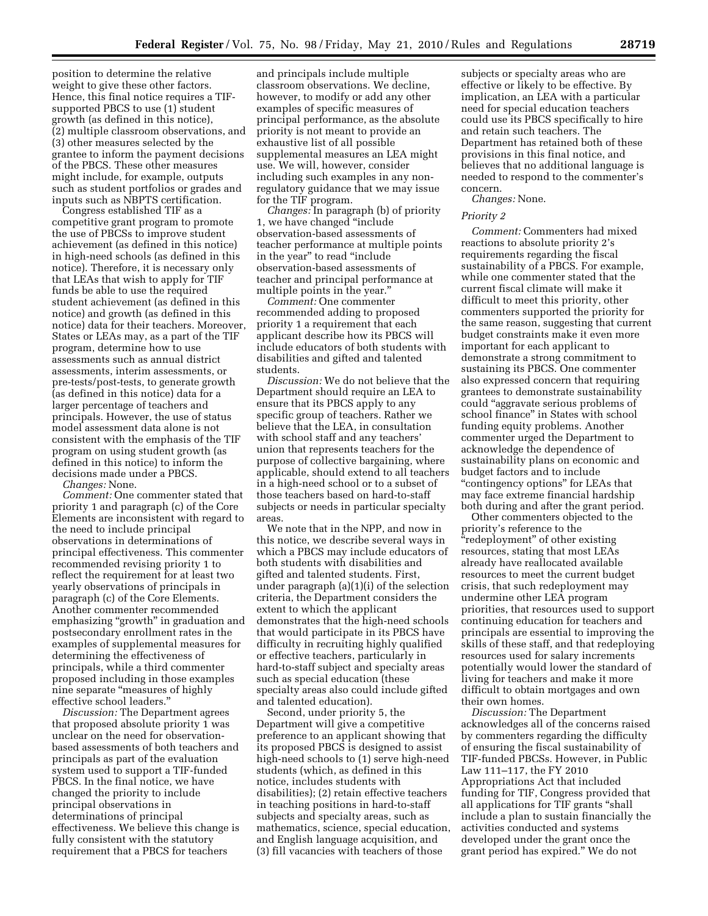position to determine the relative weight to give these other factors. Hence, this final notice requires a TIF-supported PBCS to use (1) student growth (as defined in this notice), (2) multiple classroom observations, and (3) other measures selected by the grantee to inform the payment decisions of the PBCS. These other measures might include, for example, outputs such as student portfolios or grades and inputs such as NBPTS certification.

Congress established TIF as a competitive grant program to promote the use of PBCSs to improve student achievement (as defined in this notice) in high-need schools (as defined in this notice). Therefore, it is necessary only that LEAs that wish to apply for TIF funds be able to use the required student achievement (as defined in this notice) and growth (as defined in this notice) data for their teachers. Moreover, States or LEAs may, as a part of the TIF program, determine how to use assessments such as annual district assessments, interim assessments, or pre-tests/post-tests, to generate growth (as defined in this notice) data for a larger percentage of teachers and principals. However, the use of status model assessment data alone is not consistent with the emphasis of the TIF program on using student growth (as defined in this notice) to inform the decisions made under a PBCS.

*Changes:* None.

*Comment:* One commenter stated that priority 1 and paragraph (c) of the Core Elements are inconsistent with regard to the need to include principal observations in determinations of principal effectiveness. This commenter recommended revising priority 1 to reflect the requirement for at least two yearly observations of principals in paragraph (c) of the Core Elements. Another commenter recommended emphasizing "growth" in graduation and postsecondary enrollment rates in the examples of supplemental measures for determining the effectiveness of principals, while a third commenter proposed including in those examples nine separate "measures of highly effective school leaders."

*Discussion:* The Department agrees that proposed absolute priority 1 was unclear on the need for observation-based assessments of both teachers and principals as part of the evaluation system used to support a TIF-funded PBCS. In the final notice, we have changed the priority to include principal observations in determinations of principal effectiveness. We believe this change is fully consistent with the statutory requirement that a PBCS for teachers and principals include multiple classroom observations. We decline, however, to modify or add any other examples of specific measures of principal performance, as the absolute priority is not meant to provide an exhaustive list of all possible supplemental measures an LEA might use. We will, however, consider including such examples in any non-regulatory guidance that we may issue for the TIF program.

*Changes:* In paragraph (b) of priority 1, we have changed "include observation-based assessments of teacher performance at multiple points in the year" to read "include observation-based assessments of teacher and principal performance at multiple points in the year."

*Comment:* One commenter recommended adding to proposed priority 1 a requirement that each applicant describe how its PBCS will include educators of both students with disabilities and gifted and talented students.

*Discussion:* We do not believe that the Department should require an LEA to ensure that its PBCS apply to any specific group of teachers. Rather we believe that the LEA, in consultation with school staff and any teachers' union that represents teachers for the purpose of collective bargaining, where applicable, should extend to all teachers in a high-need school or to a subset of those teachers based on hard-to-staff subjects or needs in particular specialty areas.

We note that in the NPP, and now in this notice, we describe several ways in which a PBCS may include educators of both students with disabilities and gifted and talented students. First, under paragraph (a)(1)(i) of the selection criteria, the Department considers the extent to which the applicant demonstrates that the high-need schools that would participate in its PBCS have difficulty in recruiting highly qualified or effective teachers, particularly in hard-to-staff subject and specialty areas such as special education (these specialty areas also could include gifted and talented education).

Second, under priority 5, the Department will give a competitive preference to an applicant showing that its proposed PBCS is designed to assist high-need schools to (1) serve high-need students (which, as defined in this notice, includes students with disabilities); (2) retain effective teachers in teaching positions in hard-to-staff subjects and specialty areas, such as mathematics, science, special education, and English language acquisition, and (3) fill vacancies with teachers of those subjects or specialty areas who are effective or likely to be effective. By implication, an LEA with a particular need for special education teachers could use its PBCS specifically to hire and retain such teachers. The Department has retained both of these provisions in this final notice, and believes that no additional language is needed to respond to the commenter's concern.

*Changes:* None.

*Priority 2*

*Comment:* Commenters had mixed reactions to absolute priority 2's requirements regarding the fiscal sustainability of a PBCS. For example, while one commenter stated that the current fiscal climate will make it difficult to meet this priority, other commenters supported the priority for the same reason, suggesting that current budget constraints make it even more important for each applicant to demonstrate a strong commitment to sustaining its PBCS. One commenter also expressed concern that requiring grantees to demonstrate sustainability could "aggravate serious problems of school finance" in States with school funding equity problems. Another commenter urged the Department to acknowledge the dependence of sustainability plans on economic and budget factors and to include "contingency options" for LEAs that may face extreme financial hardship both during and after the grant period.

Other commenters objected to the priority's reference to the "redeployment" of other existing resources, stating that most LEAs already have reallocated available resources to meet the current budget crisis, that such redeployment may undermine other LEA program priorities, that resources used to support continuing education for teachers and principals are essential to improving the skills of these staff, and that redeploying resources used for salary increments potentially would lower the standard of living for teachers and make it more difficult to obtain mortgages and own their own homes.

*Discussion:* The Department acknowledges all of the concerns raised by commenters regarding the difficulty of ensuring the fiscal sustainability of TIF-funded PBCSs. However, in Public Law 111–117, the FY 2010 Appropriations Act that included funding for TIF, Congress provided that all applications for TIF grants "shall include a plan to sustain financially the activities conducted and systems developed under the grant once the grant period has expired." We do not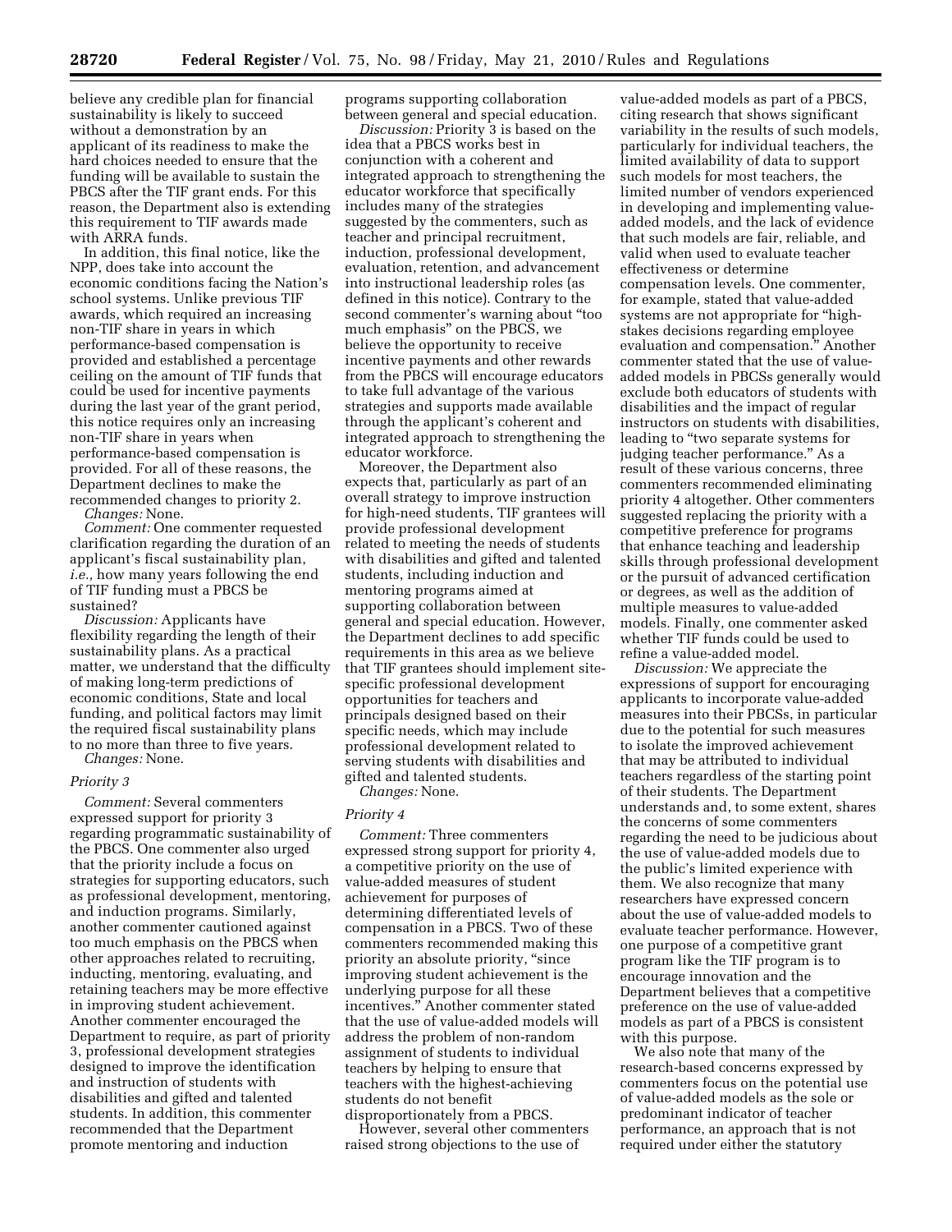believe any credible plan for financial sustainability is likely to succeed without a demonstration by an applicant of its readiness to make the hard choices needed to ensure that the funding will be available to sustain the PBCS after the TIF grant ends. For this reason, the Department also is extending this requirement to TIF awards made with ARRA funds.

In addition, this final notice, like the NPP, does take into account the economic conditions facing the Nation's school systems. Unlike previous TIF awards, which required an increasing non-TIF share in years in which performance-based compensation is provided and established a percentage ceiling on the amount of TIF funds that could be used for incentive payments during the last year of the grant period, this notice requires only an increasing non-TIF share in years when performance-based compensation is provided. For all of these reasons, the Department declines to make the recommended changes to priority 2.

*Changes:* None.

*Comment:* One commenter requested clarification regarding the duration of an applicant's fiscal sustainability plan, *i.e.,* how many years following the end of TIF funding must a PBCS be sustained?

*Discussion:* Applicants have flexibility regarding the length of their sustainability plans. As a practical matter, we understand that the difficulty of making long-term predictions of economic conditions, State and local funding, and political factors may limit the required fiscal sustainability plans to no more than three to five years.

*Changes:* None.

*Priority 3*

*Comment:* Several commenters expressed support for priority 3 regarding programmatic sustainability of the PBCS. One commenter also urged that the priority include a focus on strategies for supporting educators, such as professional development, mentoring, and induction programs. Similarly, another commenter cautioned against too much emphasis on the PBCS when other approaches related to recruiting, inducting, mentoring, evaluating, and retaining teachers may be more effective in improving student achievement. Another commenter encouraged the Department to require, as part of priority 3, professional development strategies designed to improve the identification and instruction of students with disabilities and gifted and talented students. In addition, this commenter recommended that the Department promote mentoring and induction programs supporting collaboration between general and special education.

*Discussion:* Priority 3 is based on the idea that a PBCS works best in conjunction with a coherent and integrated approach to strengthening the educator workforce that specifically includes many of the strategies suggested by the commenters, such as teacher and principal recruitment, induction, professional development, evaluation, retention, and advancement into instructional leadership roles (as defined in this notice). Contrary to the second commenter's warning about "too much emphasis" on the PBCS, we believe the opportunity to receive incentive payments and other rewards from the PBCS will encourage educators to take full advantage of the various strategies and supports made available through the applicant's coherent and integrated approach to strengthening the educator workforce.

Moreover, the Department also expects that, particularly as part of an overall strategy to improve instruction for high-need students, TIF grantees will provide professional development related to meeting the needs of students with disabilities and gifted and talented students, including induction and mentoring programs aimed at supporting collaboration between general and special education. However, the Department declines to add specific requirements in this area as we believe that TIF grantees should implement site-specific professional development opportunities for teachers and principals designed based on their specific needs, which may include professional development related to serving students with disabilities and gifted and talented students.

*Changes:* None.

*Priority 4*

*Comment:* Three commenters expressed strong support for priority 4, a competitive priority on the use of value-added measures of student achievement for purposes of determining differentiated levels of compensation in a PBCS. Two of these commenters recommended making this priority an absolute priority, "since improving student achievement is the underlying purpose for all these incentives." Another commenter stated that the use of value-added models will address the problem of non-random assignment of students to individual teachers by helping to ensure that teachers with the highest-achieving students do not benefit disproportionately from a PBCS.

However, several other commenters raised strong objections to the use of value-added models as part of a PBCS, citing research that shows significant variability in the results of such models, particularly for individual teachers, the limited availability of data to support such models for most teachers, the limited number of vendors experienced in developing and implementing value-added models, and the lack of evidence that such models are fair, reliable, and valid when used to evaluate teacher effectiveness or determine compensation levels. One commenter, for example, stated that value-added systems are not appropriate for "high-stakes decisions regarding employee evaluation and compensation." Another commenter stated that the use of value-added models in PBCSs generally would exclude both educators of students with disabilities and the impact of regular instructors on students with disabilities, leading to "two separate systems for judging teacher performance." As a result of these various concerns, three commenters recommended eliminating priority 4 altogether. Other commenters suggested replacing the priority with a competitive preference for programs that enhance teaching and leadership skills through professional development or the pursuit of advanced certification or degrees, as well as the addition of multiple measures to value-added models. Finally, one commenter asked whether TIF funds could be used to refine a value-added model.

*Discussion:* We appreciate the expressions of support for encouraging applicants to incorporate value-added measures into their PBCSs, in particular due to the potential for such measures to isolate the improved achievement that may be attributed to individual teachers regardless of the starting point of their students. The Department understands and, to some extent, shares the concerns of some commenters regarding the need to be judicious about the use of value-added models due to the public's limited experience with them. We also recognize that many researchers have expressed concern about the use of value-added models to evaluate teacher performance. However, one purpose of a competitive grant program like the TIF program is to encourage innovation and the Department believes that a competitive preference on the use of value-added models as part of a PBCS is consistent with this purpose.

We also note that many of the research-based concerns expressed by commenters focus on the potential use of value-added models as the sole or predominant indicator of teacher performance, an approach that is not required under either the statutory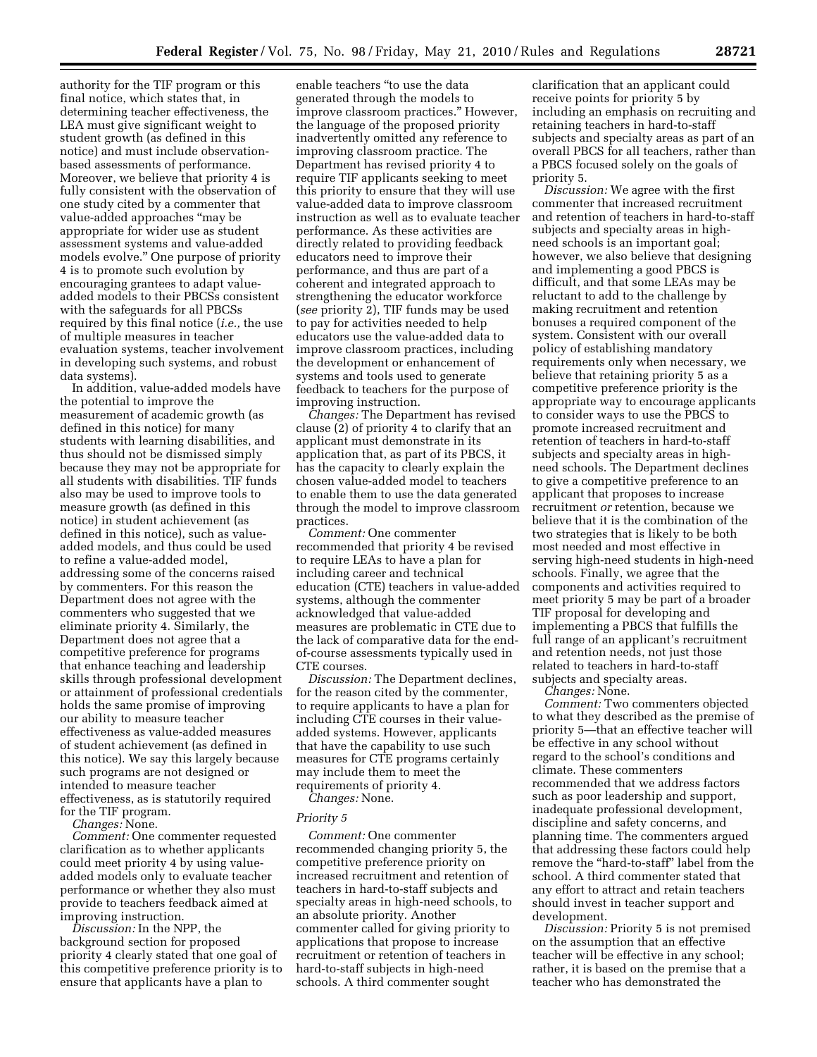authority for the TIF program or this final notice, which states that, in determining teacher effectiveness, the LEA must give significant weight to student growth (as defined in this notice) and must include observation-based assessments of performance. Moreover, we believe that priority 4 is fully consistent with the observation of one study cited by a commenter that value-added approaches "may be appropriate for wider use as student assessment systems and value-added models evolve." One purpose of priority 4 is to promote such evolution by encouraging grantees to adapt value-added models to their PBCSs consistent with the safeguards for all PBCSs required by this final notice (*i.e.,* the use of multiple measures in teacher evaluation systems, teacher involvement in developing such systems, and robust data systems).

In addition, value-added models have the potential to improve the measurement of academic growth (as defined in this notice) for many students with learning disabilities, and thus should not be dismissed simply because they may not be appropriate for all students with disabilities. TIF funds also may be used to improve tools to measure growth (as defined in this notice) in student achievement (as defined in this notice), such as value-added models, and thus could be used to refine a value-added model, addressing some of the concerns raised by commenters. For this reason the Department does not agree with the commenters who suggested that we eliminate priority 4. Similarly, the Department does not agree that a competitive preference for programs that enhance teaching and leadership skills through professional development or attainment of professional credentials holds the same promise of improving our ability to measure teacher effectiveness as value-added measures of student achievement (as defined in this notice). We say this largely because such programs are not designed or intended to measure teacher effectiveness, as is statutorily required for the TIF program.

*Changes:* None.

*Comment:* One commenter requested clarification as to whether applicants could meet priority 4 by using value-added models only to evaluate teacher performance or whether they also must provide to teachers feedback aimed at improving instruction.

*Discussion:* In the NPP, the background section for proposed priority 4 clearly stated that one goal of this competitive preference priority is to ensure that applicants have a plan to enable teachers "to use the data generated through the models to improve classroom practices." However, the language of the proposed priority inadvertently omitted any reference to improving classroom practice. The Department has revised priority 4 to require TIF applicants seeking to meet this priority to ensure that they will use value-added data to improve classroom instruction as well as to evaluate teacher performance. As these activities are directly related to providing feedback educators need to improve their performance, and thus are part of a coherent and integrated approach to strengthening the educator workforce (*see* priority 2), TIF funds may be used to pay for activities needed to help educators use the value-added data to improve classroom practices, including the development or enhancement of systems and tools used to generate feedback to teachers for the purpose of improving instruction.

*Changes:* The Department has revised clause (2) of priority 4 to clarify that an applicant must demonstrate in its application that, as part of its PBCS, it has the capacity to clearly explain the chosen value-added model to teachers to enable them to use the data generated through the model to improve classroom practices.

*Comment:* One commenter recommended that priority 4 be revised to require LEAs to have a plan for including career and technical education (CTE) teachers in value-added systems, although the commenter acknowledged that value-added measures are problematic in CTE due to the lack of comparative data for the end-of-course assessments typically used in CTE courses.

*Discussion:* The Department declines, for the reason cited by the commenter, to require applicants to have a plan for including CTE courses in their value-added systems. However, applicants that have the capability to use such measures for CTE programs certainly may include them to meet the requirements of priority 4.

*Changes:* None.

### *Priority 5*

*Comment:* One commenter recommended changing priority 5, the competitive preference priority on increased recruitment and retention of teachers in hard-to-staff subjects and specialty areas in high-need schools, to an absolute priority. Another commenter called for giving priority to applications that propose to increase recruitment or retention of teachers in hard-to-staff subjects in high-need schools. A third commenter sought clarification that an applicant could receive points for priority 5 by including an emphasis on recruiting and retaining teachers in hard-to-staff subjects and specialty areas as part of an overall PBCS for all teachers, rather than a PBCS focused solely on the goals of priority 5.

*Discussion:* We agree with the first commenter that increased recruitment and retention of teachers in hard-to-staff subjects and specialty areas in high-need schools is an important goal; however, we also believe that designing and implementing a good PBCS is difficult, and that some LEAs may be reluctant to add to the challenge by making recruitment and retention bonuses a required component of the system. Consistent with our overall policy of establishing mandatory requirements only when necessary, we believe that retaining priority 5 as a competitive preference priority is the appropriate way to encourage applicants to consider ways to use the PBCS to promote increased recruitment and retention of teachers in hard-to-staff subjects and specialty areas in high-need schools. The Department declines to give a competitive preference to an applicant that proposes to increase recruitment *or* retention, because we believe that it is the combination of the two strategies that is likely to be both most needed and most effective in serving high-need students in high-need schools. Finally, we agree that the components and activities required to meet priority 5 may be part of a broader TIF proposal for developing and implementing a PBCS that fulfills the full range of an applicant's recruitment and retention needs, not just those related to teachers in hard-to-staff subjects and specialty areas.

*Changes:* None.

*Comment:* Two commenters objected to what they described as the premise of priority 5—that an effective teacher will be effective in any school without regard to the school's conditions and climate. These commenters recommended that we address factors such as poor leadership and support, inadequate professional development, discipline and safety concerns, and planning time. The commenters argued that addressing these factors could help remove the "hard-to-staff" label from the school. A third commenter stated that any effort to attract and retain teachers should invest in teacher support and development.

*Discussion:* Priority 5 is not premised on the assumption that an effective teacher will be effective in any school; rather, it is based on the premise that a teacher who has demonstrated the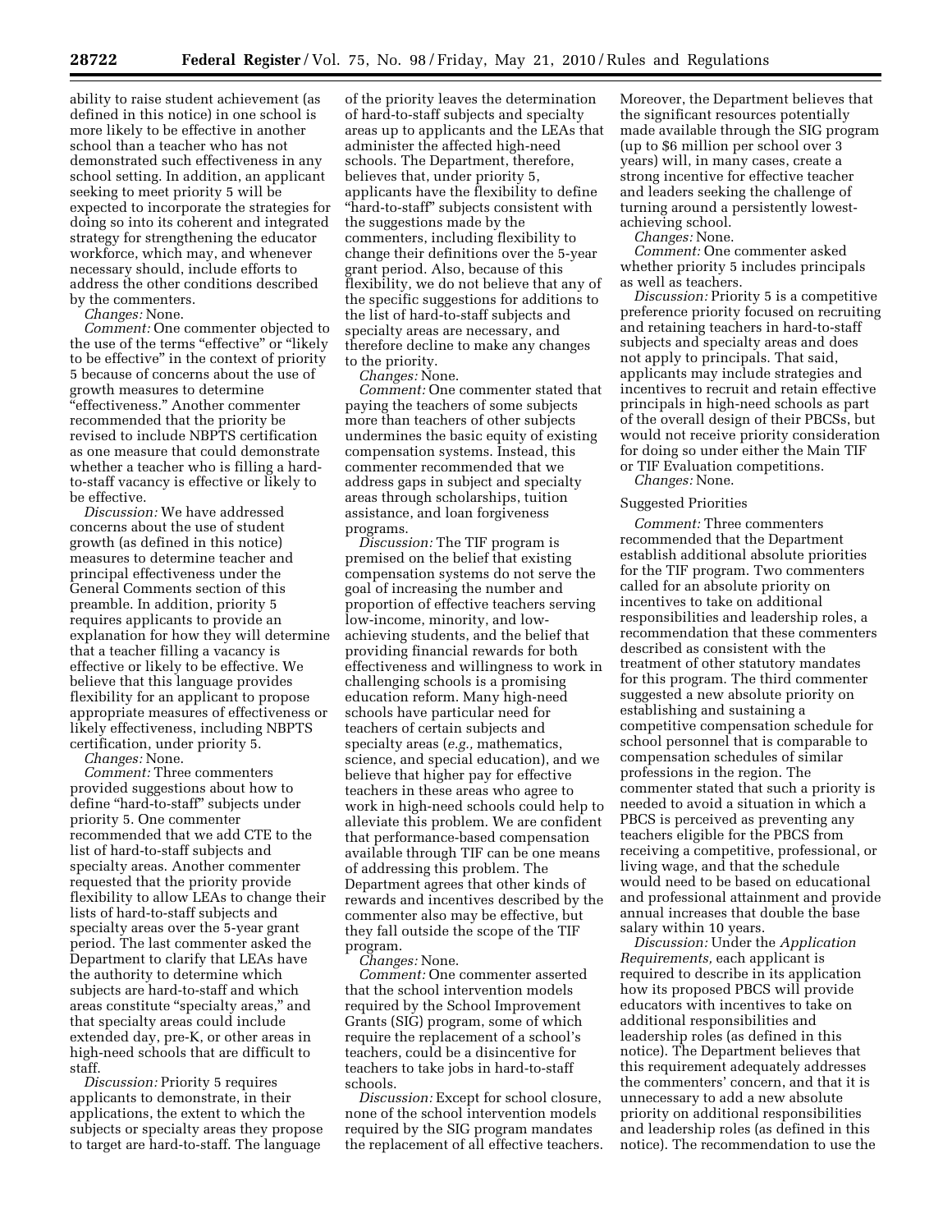ability to raise student achievement (as defined in this notice) in one school is more likely to be effective in another school than a teacher who has not demonstrated such effectiveness in any school setting. In addition, an applicant seeking to meet priority 5 will be expected to incorporate the strategies for doing so into its coherent and integrated strategy for strengthening the educator workforce, which may, and whenever necessary should, include efforts to address the other conditions described by the commenters.

*Changes:* None.

*Comment:* One commenter objected to the use of the terms "effective" or "likely to be effective" in the context of priority 5 because of concerns about the use of growth measures to determine "effectiveness." Another commenter recommended that the priority be revised to include NBPTS certification as one measure that could demonstrate whether a teacher who is filling a hard-to-staff vacancy is effective or likely to be effective.

*Discussion:* We have addressed concerns about the use of student growth (as defined in this notice) measures to determine teacher and principal effectiveness under the General Comments section of this preamble. In addition, priority 5 requires applicants to provide an explanation for how they will determine that a teacher filling a vacancy is effective or likely to be effective. We believe that this language provides flexibility for an applicant to propose appropriate measures of effectiveness or likely effectiveness, including NBPTS certification, under priority 5.

*Changes:* None.

*Comment:* Three commenters provided suggestions about how to define "hard-to-staff" subjects under priority 5. One commenter recommended that we add CTE to the list of hard-to-staff subjects and specialty areas. Another commenter requested that the priority provide flexibility to allow LEAs to change their lists of hard-to-staff subjects and specialty areas over the 5-year grant period. The last commenter asked the Department to clarify that LEAs have the authority to determine which subjects are hard-to-staff and which areas constitute "specialty areas," and that specialty areas could include extended day, pre-K, or other areas in high-need schools that are difficult to staff.

*Discussion:* Priority 5 requires applicants to demonstrate, in their applications, the extent to which the subjects or specialty areas they propose to target are hard-to-staff. The language of the priority leaves the determination of hard-to-staff subjects and specialty areas up to applicants and the LEAs that administer the affected high-need schools. The Department, therefore, believes that, under priority 5, applicants have the flexibility to define "hard-to-staff" subjects consistent with the suggestions made by the commenters, including flexibility to change their definitions over the 5-year grant period. Also, because of this flexibility, we do not believe that any of the specific suggestions for additions to the list of hard-to-staff subjects and specialty areas are necessary, and therefore decline to make any changes to the priority.

*Changes:* None.

*Comment:* One commenter stated that paying the teachers of some subjects more than teachers of other subjects undermines the basic equity of existing compensation systems. Instead, this commenter recommended that we address gaps in subject and specialty areas through scholarships, tuition assistance, and loan forgiveness programs.

*Discussion:* The TIF program is premised on the belief that existing compensation systems do not serve the goal of increasing the number and proportion of effective teachers serving low-income, minority, and low-achieving students, and the belief that providing financial rewards for both effectiveness and willingness to work in challenging schools is a promising education reform. Many high-need schools have particular need for teachers of certain subjects and specialty areas (*e.g.*, mathematics, science, and special education), and we believe that higher pay for effective teachers in these areas who agree to work in high-need schools could help to alleviate this problem. We are confident that performance-based compensation available through TIF can be one means of addressing this problem. The Department agrees that other kinds of rewards and incentives described by the commenter also may be effective, but they fall outside the scope of the TIF program.

*Changes:* None.

*Comment:* One commenter asserted that the school intervention models required by the School Improvement Grants (SIG) program, some of which require the replacement of a school's teachers, could be a disincentive for teachers to take jobs in hard-to-staff schools.

*Discussion:* Except for school closure, none of the school intervention models required by the SIG program mandates the replacement of all effective teachers. Moreover, the Department believes that the significant resources potentially made available through the SIG program (up to $6 million per school over 3 years) will, in many cases, create a strong incentive for effective teacher and leaders seeking the challenge of turning around a persistently lowest-achieving school.

*Changes:* None.

*Comment:* One commenter asked whether priority 5 includes principals as well as teachers.

*Discussion:* Priority 5 is a competitive preference priority focused on recruiting and retaining teachers in hard-to-staff subjects and specialty areas and does not apply to principals. That said, applicants may include strategies and incentives to recruit and retain effective principals in high-need schools as part of the overall design of their PBCSs, but would not receive priority consideration for doing so under either the Main TIF or TIF Evaluation competitions.

*Changes:* None.

Suggested Priorities

*Comment:* Three commenters recommended that the Department establish additional absolute priorities for the TIF program. Two commenters called for an absolute priority on incentives to take on additional responsibilities and leadership roles, a recommendation that these commenters described as consistent with the treatment of other statutory mandates for this program. The third commenter suggested a new absolute priority on establishing and sustaining a competitive compensation schedule for school personnel that is comparable to compensation schedules of similar professions in the region. The commenter stated that such a priority is needed to avoid a situation in which a PBCS is perceived as preventing any teachers eligible for the PBCS from receiving a competitive, professional, or living wage, and that the schedule would need to be based on educational and professional attainment and provide annual increases that double the base salary within 10 years.

*Discussion:* Under the *Application Requirements,* each applicant is required to describe in its application how its proposed PBCS will provide educators with incentives to take on additional responsibilities and leadership roles (as defined in this notice). The Department believes that this requirement adequately addresses the commenters' concern, and that it is unnecessary to add a new absolute priority on additional responsibilities and leadership roles (as defined in this notice). The recommendation to use the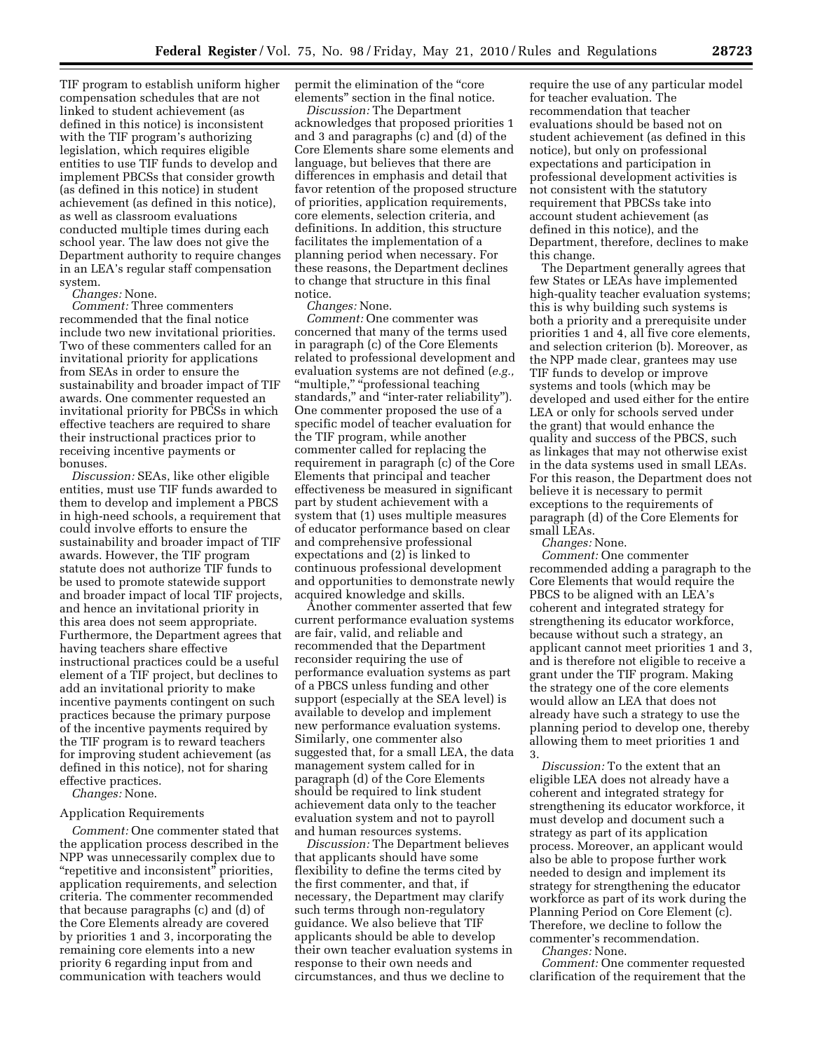TIF program to establish uniform higher compensation schedules that are not linked to student achievement (as defined in this notice) is inconsistent with the TIF program's authorizing legislation, which requires eligible entities to use TIF funds to develop and implement PBCSs that consider growth (as defined in this notice) in student achievement (as defined in this notice), as well as classroom evaluations conducted multiple times during each school year. The law does not give the Department authority to require changes in an LEA's regular staff compensation system.

*Changes:* None.

*Comment:* Three commenters recommended that the final notice include two new invitational priorities. Two of these commenters called for an invitational priority for applications from SEAs in order to ensure the sustainability and broader impact of TIF awards. One commenter requested an invitational priority for PBCSs in which effective teachers are required to share their instructional practices prior to receiving incentive payments or bonuses.

*Discussion:* SEAs, like other eligible entities, must use TIF funds awarded to them to develop and implement a PBCS in high-need schools, a requirement that could involve efforts to ensure the sustainability and broader impact of TIF awards. However, the TIF program statute does not authorize TIF funds to be used to promote statewide support and broader impact of local TIF projects, and hence an invitational priority in this area does not seem appropriate. Furthermore, the Department agrees that having teachers share effective instructional practices could be a useful element of a TIF project, but declines to add an invitational priority to make incentive payments contingent on such practices because the primary purpose of the incentive payments required by the TIF program is to reward teachers for improving student achievement (as defined in this notice), not for sharing effective practices.

*Changes:* None.

Application Requirements

*Comment:* One commenter stated that the application process described in the NPP was unnecessarily complex due to "repetitive and inconsistent" priorities, application requirements, and selection criteria. The commenter recommended that because paragraphs (c) and (d) of the Core Elements already are covered by priorities 1 and 3, incorporating the remaining core elements into a new priority 6 regarding input from and communication with teachers would permit the elimination of the "core elements" section in the final notice.

*Discussion:* The Department acknowledges that proposed priorities 1 and 3 and paragraphs (c) and (d) of the Core Elements share some elements and language, but believes that there are differences in emphasis and detail that favor retention of the proposed structure of priorities, application requirements, core elements, selection criteria, and definitions. In addition, this structure facilitates the implementation of a planning period when necessary. For these reasons, the Department declines to change that structure in this final notice.

*Changes:* None.

*Comment:* One commenter was concerned that many of the terms used in paragraph (c) of the Core Elements related to professional development and evaluation systems are not defined (*e.g.,* "multiple," "professional teaching standards," and "inter-rater reliability"). One commenter proposed the use of a specific model of teacher evaluation for the TIF program, while another commenter called for replacing the requirement in paragraph (c) of the Core Elements that principal and teacher effectiveness be measured in significant part by student achievement with a system that (1) uses multiple measures of educator performance based on clear and comprehensive professional expectations and (2) is linked to continuous professional development and opportunities to demonstrate newly acquired knowledge and skills.

Another commenter asserted that few current performance evaluation systems are fair, valid, and reliable and recommended that the Department reconsider requiring the use of performance evaluation systems as part of a PBCS unless funding and other support (especially at the SEA level) is available to develop and implement new performance evaluation systems. Similarly, one commenter also suggested that, for a small LEA, the data management system called for in paragraph (d) of the Core Elements should be required to link student achievement data only to the teacher evaluation system and not to payroll and human resources systems.

*Discussion:* The Department believes that applicants should have some flexibility to define the terms cited by the first commenter, and that, if necessary, the Department may clarify such terms through non-regulatory guidance. We also believe that TIF applicants should be able to develop their own teacher evaluation systems in response to their own needs and circumstances, and thus we decline to require the use of any particular model for teacher evaluation. The recommendation that teacher evaluations should be based not on student achievement (as defined in this notice), but only on professional expectations and participation in professional development activities is not consistent with the statutory requirement that PBCSs take into account student achievement (as defined in this notice), and the Department, therefore, declines to make this change.

The Department generally agrees that few States or LEAs have implemented high-quality teacher evaluation systems; this is why building such systems is both a priority and a prerequisite under priorities 1 and 4, all five core elements, and selection criterion (b). Moreover, as the NPP made clear, grantees may use TIF funds to develop or improve systems and tools (which may be developed and used either for the entire LEA or only for schools served under the grant) that would enhance the quality and success of the PBCS, such as linkages that may not otherwise exist in the data systems used in small LEAs. For this reason, the Department does not believe it is necessary to permit exceptions to the requirements of paragraph (d) of the Core Elements for small LEAs.

*Changes:* None.

*Comment:* One commenter recommended adding a paragraph to the Core Elements that would require the PBCS to be aligned with an LEA's coherent and integrated strategy for strengthening its educator workforce, because without such a strategy, an applicant cannot meet priorities 1 and 3, and is therefore not eligible to receive a grant under the TIF program. Making the strategy one of the core elements would allow an LEA that does not already have such a strategy to use the planning period to develop one, thereby allowing them to meet priorities 1 and 3.

*Discussion:* To the extent that an eligible LEA does not already have a coherent and integrated strategy for strengthening its educator workforce, it must develop and document such a strategy as part of its application process. Moreover, an applicant would also be able to propose further work needed to design and implement its strategy for strengthening the educator workforce as part of its work during the Planning Period on Core Element (c). Therefore, we decline to follow the commenter's recommendation.

*Changes:* None.

*Comment:* One commenter requested clarification of the requirement that the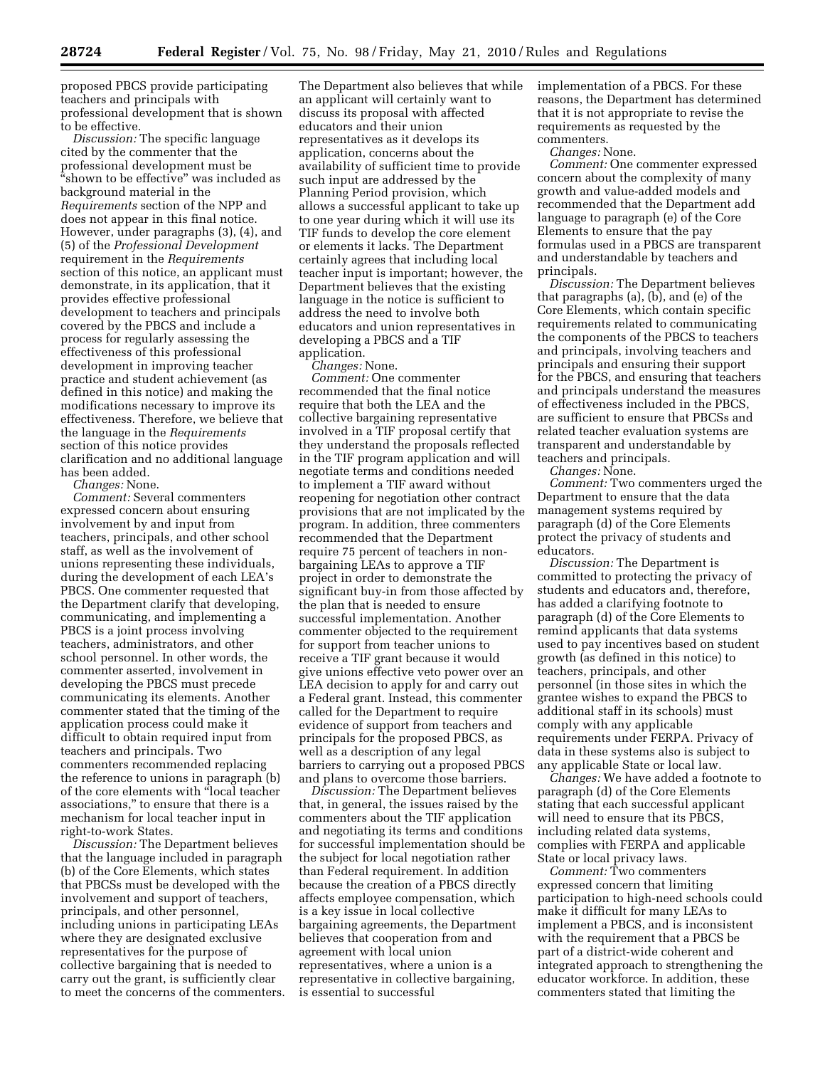proposed PBCS provide participating teachers and principals with professional development that is shown to be effective.

*Discussion:* The specific language cited by the commenter that the professional development must be "shown to be effective" was included as background material in the *Requirements* section of the NPP and does not appear in this final notice. However, under paragraphs (3), (4), and (5) of the *Professional Development* requirement in the *Requirements* section of this notice, an applicant must demonstrate, in its application, that it provides effective professional development to teachers and principals covered by the PBCS and include a process for regularly assessing the effectiveness of this professional development in improving teacher practice and student achievement (as defined in this notice) and making the modifications necessary to improve its effectiveness. Therefore, we believe that the language in the *Requirements* section of this notice provides clarification and no additional language has been added.

*Changes:* None.

*Comment:* Several commenters expressed concern about ensuring involvement by and input from teachers, principals, and other school staff, as well as the involvement of unions representing these individuals, during the development of each LEA's PBCS. One commenter requested that the Department clarify that developing, communicating, and implementing a PBCS is a joint process involving teachers, administrators, and other school personnel. In other words, the commenter asserted, involvement in developing the PBCS must precede communicating its elements. Another commenter stated that the timing of the application process could make it difficult to obtain required input from teachers and principals. Two commenters recommended replacing the reference to unions in paragraph (b) of the core elements with "local teacher associations," to ensure that there is a mechanism for local teacher input in right-to-work States.

*Discussion:* The Department believes that the language included in paragraph (b) of the Core Elements, which states that PBCSs must be developed with the involvement and support of teachers, principals, and other personnel, including unions in participating LEAs where they are designated exclusive representatives for the purpose of collective bargaining that is needed to carry out the grant, is sufficiently clear to meet the concerns of the commenters. The Department also believes that while an applicant will certainly want to discuss its proposal with affected educators and their union representatives as it develops its application, concerns about the availability of sufficient time to provide such input are addressed by the Planning Period provision, which allows a successful applicant to take up to one year during which it will use its TIF funds to develop the core element or elements it lacks. The Department certainly agrees that including local teacher input is important; however, the Department believes that the existing language in the notice is sufficient to address the need to involve both educators and union representatives in developing a PBCS and a TIF application.

*Changes:* None.

*Comment:* One commenter recommended that the final notice require that both the LEA and the collective bargaining representative involved in a TIF proposal certify that they understand the proposals reflected in the TIF program application and will negotiate terms and conditions needed to implement a TIF award without reopening for negotiation other contract provisions that are not implicated by the program. In addition, three commenters recommended that the Department require 75 percent of teachers in non-bargaining LEAs to approve a TIF project in order to demonstrate the significant buy-in from those affected by the plan that is needed to ensure successful implementation. Another commenter objected to the requirement for support from teacher unions to receive a TIF grant because it would give unions effective veto power over an LEA decision to apply for and carry out a Federal grant. Instead, this commenter called for the Department to require evidence of support from teachers and principals for the proposed PBCS, as well as a description of any legal barriers to carrying out a proposed PBCS and plans to overcome those barriers.

*Discussion:* The Department believes that, in general, the issues raised by the commenters about the TIF application and negotiating its terms and conditions for successful implementation should be the subject for local negotiation rather than Federal requirement. In addition because the creation of a PBCS directly affects employee compensation, which is a key issue in local collective bargaining agreements, the Department believes that cooperation from and agreement with local union representatives, where a union is a representative in collective bargaining, is essential to successful implementation of a PBCS. For these reasons, the Department has determined that it is not appropriate to revise the requirements as requested by the commenters.

*Changes:* None.

*Comment:* One commenter expressed concern about the complexity of many growth and value-added models and recommended that the Department add language to paragraph (e) of the Core Elements to ensure that the pay formulas used in a PBCS are transparent and understandable by teachers and principals.

*Discussion:* The Department believes that paragraphs (a), (b), and (e) of the Core Elements, which contain specific requirements related to communicating the components of the PBCS to teachers and principals, involving teachers and principals and ensuring their support for the PBCS, and ensuring that teachers and principals understand the measures of effectiveness included in the PBCS, are sufficient to ensure that PBCSs and related teacher evaluation systems are transparent and understandable by teachers and principals.

*Changes:* None.

*Comment:* Two commenters urged the Department to ensure that the data management systems required by paragraph (d) of the Core Elements protect the privacy of students and educators.

*Discussion:* The Department is committed to protecting the privacy of students and educators and, therefore, has added a clarifying footnote to paragraph (d) of the Core Elements to remind applicants that data systems used to pay incentives based on student growth (as defined in this notice) to teachers, principals, and other personnel (in those sites in which the grantee wishes to expand the PBCS to additional staff in its schools) must comply with any applicable requirements under FERPA. Privacy of data in these systems also is subject to any applicable State or local law.

*Changes:* We have added a footnote to paragraph (d) of the Core Elements stating that each successful applicant will need to ensure that its PBCS, including related data systems, complies with FERPA and applicable State or local privacy laws.

*Comment:* Two commenters expressed concern that limiting participation to high-need schools could make it difficult for many LEAs to implement a PBCS, and is inconsistent with the requirement that a PBCS be part of a district-wide coherent and integrated approach to strengthening the educator workforce. In addition, these commenters stated that limiting the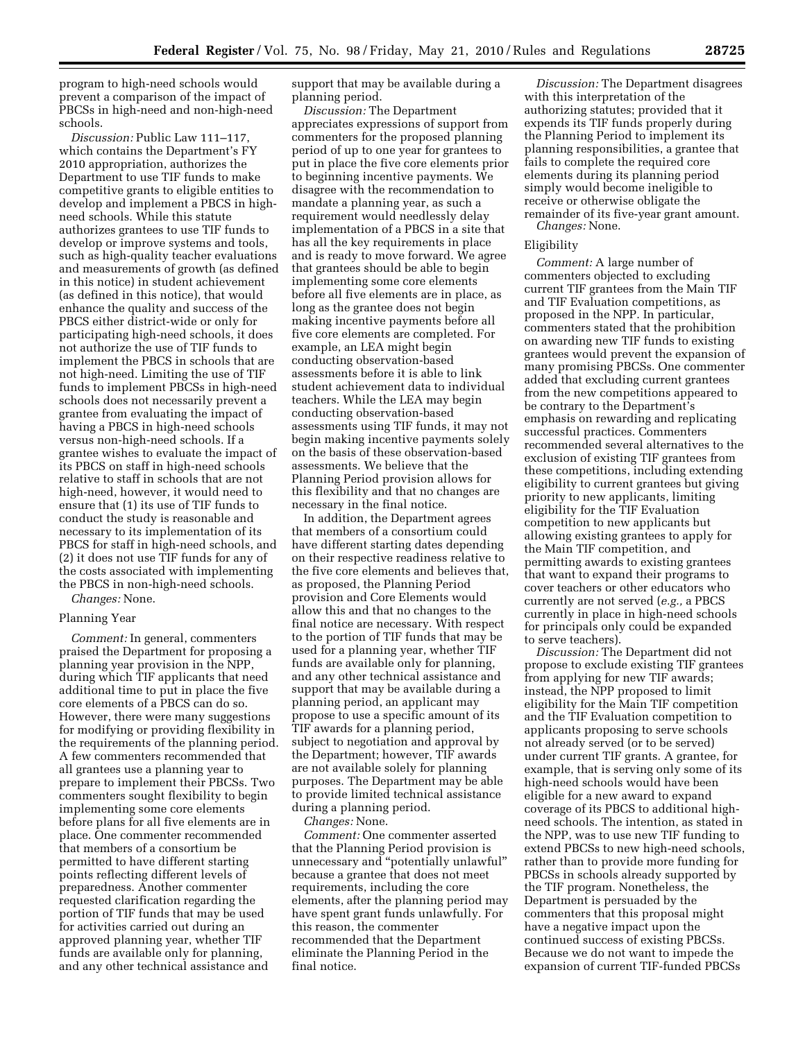program to high-need schools would prevent a comparison of the impact of PBCSs in high-need and non-high-need schools.

*Discussion:* Public Law 111–117, which contains the Department's FY 2010 appropriation, authorizes the Department to use TIF funds to make competitive grants to eligible entities to develop and implement a PBCS in high-need schools. While this statute authorizes grantees to use TIF funds to develop or improve systems and tools, such as high-quality teacher evaluations and measurements of growth (as defined in this notice) in student achievement (as defined in this notice), that would enhance the quality and success of the PBCS either district-wide or only for participating high-need schools, it does not authorize the use of TIF funds to implement the PBCS in schools that are not high-need. Limiting the use of TIF funds to implement PBCSs in high-need schools does not necessarily prevent a grantee from evaluating the impact of having a PBCS in high-need schools versus non-high-need schools. If a grantee wishes to evaluate the impact of its PBCS on staff in high-need schools relative to staff in schools that are not high-need, however, it would need to ensure that (1) its use of TIF funds to conduct the study is reasonable and necessary to its implementation of its PBCS for staff in high-need schools, and (2) it does not use TIF funds for any of the costs associated with implementing the PBCS in non-high-need schools.

*Changes:* None.

Planning Year

*Comment:* In general, commenters praised the Department for proposing a planning year provision in the NPP, during which TIF applicants that need additional time to put in place the five core elements of a PBCS can do so. However, there were many suggestions for modifying or providing flexibility in the requirements of the planning period. A few commenters recommended that all grantees use a planning year to prepare to implement their PBCSs. Two commenters sought flexibility to begin implementing some core elements before plans for all five elements are in place. One commenter recommended that members of a consortium be permitted to have different starting points reflecting different levels of preparedness. Another commenter requested clarification regarding the portion of TIF funds that may be used for activities carried out during an approved planning year, whether TIF funds are available only for planning, and any other technical assistance and support that may be available during a planning period.

*Discussion:* The Department appreciates expressions of support from commenters for the proposed planning period of up to one year for grantees to put in place the five core elements prior to beginning incentive payments. We disagree with the recommendation to mandate a planning year, as such a requirement would needlessly delay implementation of a PBCS in a site that has all the key requirements in place and is ready to move forward. We agree that grantees should be able to begin implementing some core elements before all five elements are in place, as long as the grantee does not begin making incentive payments before all five core elements are completed. For example, an LEA might begin conducting observation-based assessments before it is able to link student achievement data to individual teachers. While the LEA may begin conducting observation-based assessments using TIF funds, it may not begin making incentive payments solely on the basis of these observation-based assessments. We believe that the Planning Period provision allows for this flexibility and that no changes are necessary in the final notice.

In addition, the Department agrees that members of a consortium could have different starting dates depending on their respective readiness relative to the five core elements and believes that, as proposed, the Planning Period provision and Core Elements would allow this and that no changes to the final notice are necessary. With respect to the portion of TIF funds that may be used for a planning year, whether TIF funds are available only for planning, and any other technical assistance and support that may be available during a planning period, an applicant may propose to use a specific amount of its TIF awards for a planning period, subject to negotiation and approval by the Department; however, TIF awards are not available solely for planning purposes. The Department may be able to provide limited technical assistance during a planning period.

*Changes:* None.

*Comment:* One commenter asserted that the Planning Period provision is unnecessary and "potentially unlawful" because a grantee that does not meet requirements, including the core elements, after the planning period may have spent grant funds unlawfully. For this reason, the commenter recommended that the Department eliminate the Planning Period in the final notice.

*Discussion:* The Department disagrees with this interpretation of the authorizing statutes; provided that it expends its TIF funds properly during the Planning Period to implement its planning responsibilities, a grantee that fails to complete the required core elements during its planning period simply would become ineligible to receive or otherwise obligate the remainder of its five-year grant amount.

*Changes:* None.

Eligibility

*Comment:* A large number of commenters objected to excluding current TIF grantees from the Main TIF and TIF Evaluation competitions, as proposed in the NPP. In particular, commenters stated that the prohibition on awarding new TIF funds to existing grantees would prevent the expansion of many promising PBCSs. One commenter added that excluding current grantees from the new competitions appeared to be contrary to the Department's emphasis on rewarding and replicating successful practices. Commenters recommended several alternatives to the exclusion of existing TIF grantees from these competitions, including extending eligibility to current grantees but giving priority to new applicants, limiting eligibility for the TIF Evaluation competition to new applicants but allowing existing grantees to apply for the Main TIF competition, and permitting awards to existing grantees that want to expand their programs to cover teachers or other educators who currently are not served (*e.g.,* a PBCS currently in place in high-need schools for principals only could be expanded to serve teachers).

*Discussion:* The Department did not propose to exclude existing TIF grantees from applying for new TIF awards; instead, the NPP proposed to limit eligibility for the Main TIF competition and the TIF Evaluation competition to applicants proposing to serve schools not already served (or to be served) under current TIF grants. A grantee, for example, that is serving only some of its high-need schools would have been eligible for a new award to expand coverage of its PBCS to additional high-need schools. The intention, as stated in the NPP, was to use new TIF funding to extend PBCSs to new high-need schools, rather than to provide more funding for PBCSs in schools already supported by the TIF program. Nonetheless, the Department is persuaded by the commenters that this proposal might have a negative impact upon the continued success of existing PBCSs. Because we do not want to impede the expansion of current TIF-funded PBCSs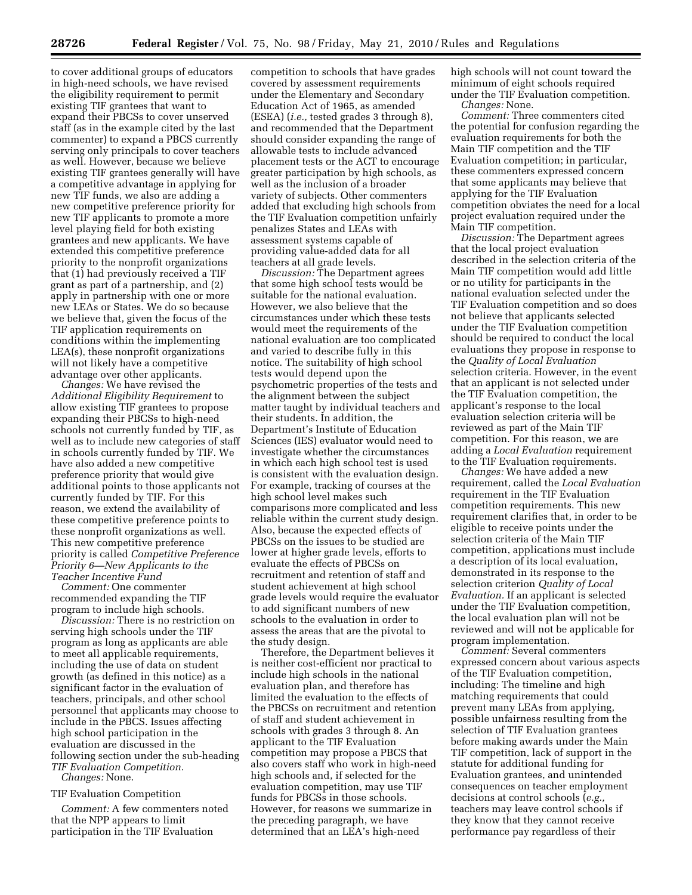to cover additional groups of educators in high-need schools, we have revised the eligibility requirement to permit existing TIF grantees that want to expand their PBCSs to cover unserved staff (as in the example cited by the last commenter) to expand a PBCS currently serving only principals to cover teachers as well. However, because we believe existing TIF grantees generally will have a competitive advantage in applying for new TIF funds, we also are adding a new competitive preference priority for new TIF applicants to promote a more level playing field for both existing grantees and new applicants. We have extended this competitive preference priority to the nonprofit organizations that (1) had previously received a TIF grant as part of a partnership, and (2) apply in partnership with one or more new LEAs or States. We do so because we believe that, given the focus of the TIF application requirements on conditions within the implementing LEA(s), these nonprofit organizations will not likely have a competitive advantage over other applicants.

*Changes:* We have revised the *Additional Eligibility Requirement* to allow existing TIF grantees to propose expanding their PBCSs to high-need schools not currently funded by TIF, as well as to include new categories of staff in schools currently funded by TIF. We have also added a new competitive preference priority that would give additional points to those applicants not currently funded by TIF. For this reason, we extend the availability of these competitive preference points to these nonprofit organizations as well. This new competitive preference priority is called *Competitive Preference Priority 6—New Applicants to the Teacher Incentive Fund*

*Comment:* One commenter recommended expanding the TIF program to include high schools.

*Discussion:* There is no restriction on serving high schools under the TIF program as long as applicants are able to meet all applicable requirements, including the use of data on student growth (as defined in this notice) as a significant factor in the evaluation of teachers, principals, and other school personnel that applicants may choose to include in the PBCS. Issues affecting high school participation in the evaluation are discussed in the following section under the sub-heading *TIF Evaluation Competition.*

*Changes:* None.

TIF Evaluation Competition

*Comment:* A few commenters noted that the NPP appears to limit participation in the TIF Evaluation competition to schools that have grades covered by assessment requirements under the Elementary and Secondary Education Act of 1965, as amended (ESEA) (*i.e.,* tested grades 3 through 8), and recommended that the Department should consider expanding the range of allowable tests to include advanced placement tests or the ACT to encourage greater participation by high schools, as well as the inclusion of a broader variety of subjects. Other commenters added that excluding high schools from the TIF Evaluation competition unfairly penalizes States and LEAs with assessment systems capable of providing value-added data for all teachers at all grade levels.

*Discussion:* The Department agrees that some high school tests would be suitable for the national evaluation. However, we also believe that the circumstances under which these tests would meet the requirements of the national evaluation are too complicated and varied to describe fully in this notice. The suitability of high school tests would depend upon the psychometric properties of the tests and the alignment between the subject matter taught by individual teachers and their students. In addition, the Department's Institute of Education Sciences (IES) evaluator would need to investigate whether the circumstances in which each high school test is used is consistent with the evaluation design. For example, tracking of courses at the high school level makes such comparisons more complicated and less reliable within the current study design. Also, because the expected effects of PBCSs on the issues to be studied are lower at higher grade levels, efforts to evaluate the effects of PBCSs on recruitment and retention of staff and student achievement at high school grade levels would require the evaluator to add significant numbers of new schools to the evaluation in order to assess the areas that are the pivotal to the study design.

Therefore, the Department believes it is neither cost-efficient nor practical to include high schools in the national evaluation plan, and therefore has limited the evaluation to the effects of the PBCSs on recruitment and retention of staff and student achievement in schools with grades 3 through 8. An applicant to the TIF Evaluation competition may propose a PBCS that also covers staff who work in high-need high schools and, if selected for the evaluation competition, may use TIF funds for PBCSs in those schools. However, for reasons we summarize in the preceding paragraph, we have determined that an LEA's high-need high schools will not count toward the minimum of eight schools required under the TIF Evaluation competition.

*Changes:* None.

*Comment:* Three commenters cited the potential for confusion regarding the evaluation requirements for both the Main TIF competition and the TIF Evaluation competition; in particular, these commenters expressed concern that some applicants may believe that applying for the TIF Evaluation competition obviates the need for a local project evaluation required under the Main TIF competition.

*Discussion:* The Department agrees that the local project evaluation described in the selection criteria of the Main TIF competition would add little or no utility for participants in the national evaluation selected under the TIF Evaluation competition and so does not believe that applicants selected under the TIF Evaluation competition should be required to conduct the local evaluations they propose in response to the *Quality of Local Evaluation* selection criteria. However, in the event that an applicant is not selected under the TIF Evaluation competition, the applicant's response to the local evaluation selection criteria will be reviewed as part of the Main TIF competition. For this reason, we are adding a *Local Evaluation* requirement to the TIF Evaluation requirements.

*Changes:* We have added a new requirement, called the *Local Evaluation* requirement in the TIF Evaluation competition requirements. This new requirement clarifies that, in order to be eligible to receive points under the selection criteria of the Main TIF competition, applications must include a description of its local evaluation, demonstrated in its response to the selection criterion *Quality of Local Evaluation.* If an applicant is selected under the TIF Evaluation competition, the local evaluation plan will not be reviewed and will not be applicable for program implementation.

*Comment:* Several commenters expressed concern about various aspects of the TIF Evaluation competition, including: The timeline and high matching requirements that could prevent many LEAs from applying, possible unfairness resulting from the selection of TIF Evaluation grantees before making awards under the Main TIF competition, lack of support in the statute for additional funding for Evaluation grantees, and unintended consequences on teacher employment decisions at control schools (*e.g.,* teachers may leave control schools if they know that they cannot receive performance pay regardless of their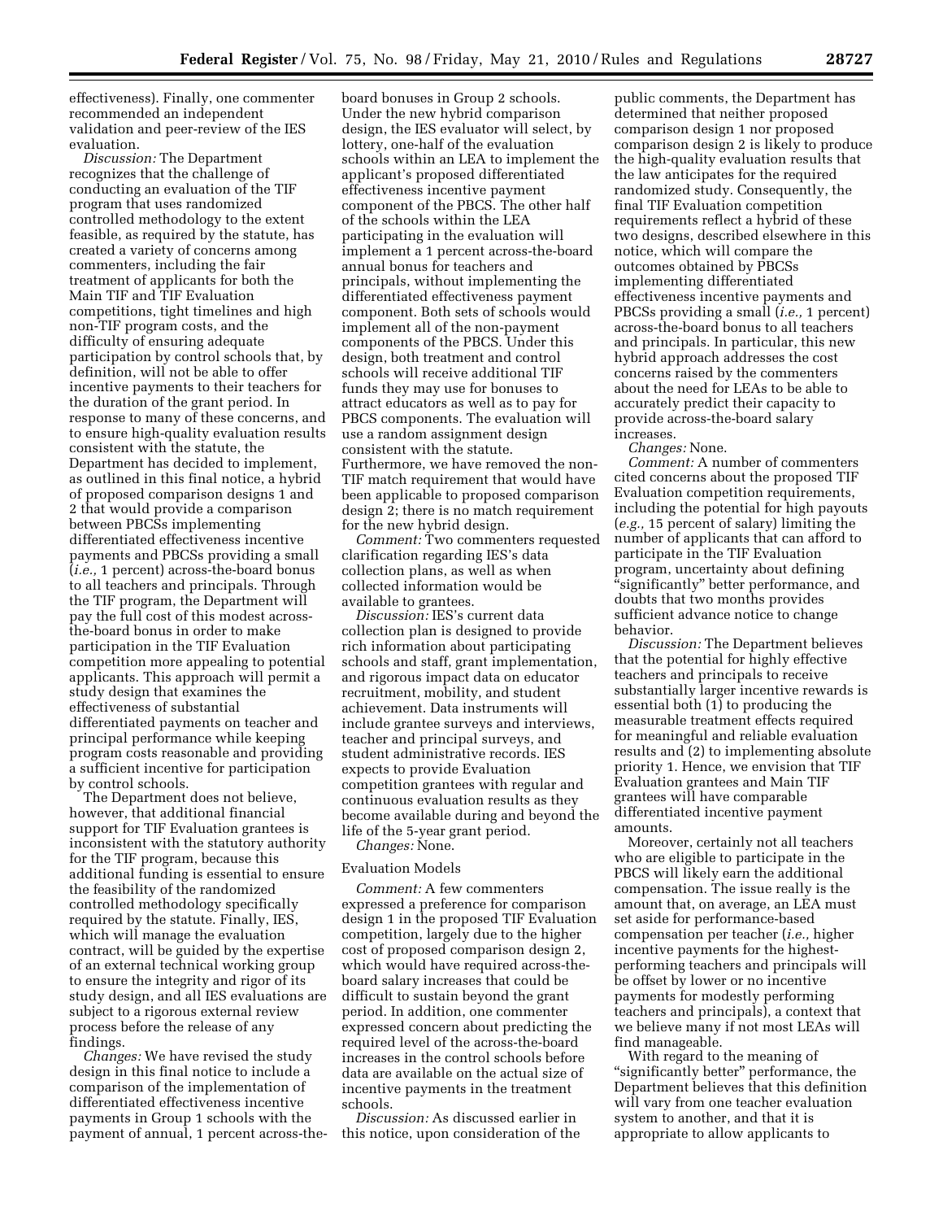effectiveness). Finally, one commenter recommended an independent validation and peer-review of the IES evaluation.

*Discussion:* The Department recognizes that the challenge of conducting an evaluation of the TIF program that uses randomized controlled methodology to the extent feasible, as required by the statute, has created a variety of concerns among commenters, including the fair treatment of applicants for both the Main TIF and TIF Evaluation competitions, tight timelines and high non-TIF program costs, and the difficulty of ensuring adequate participation by control schools that, by definition, will not be able to offer incentive payments to their teachers for the duration of the grant period. In response to many of these concerns, and to ensure high-quality evaluation results consistent with the statute, the Department has decided to implement, as outlined in this final notice, a hybrid of proposed comparison designs 1 and 2 that would provide a comparison between PBCSs implementing differentiated effectiveness incentive payments and PBCSs providing a small (*i.e.,* 1 percent) across-the-board bonus to all teachers and principals. Through the TIF program, the Department will pay the full cost of this modest across-the-board bonus in order to make participation in the TIF Evaluation competition more appealing to potential applicants. This approach will permit a study design that examines the effectiveness of substantial differentiated payments on teacher and principal performance while keeping program costs reasonable and providing a sufficient incentive for participation by control schools.

The Department does not believe, however, that additional financial support for TIF Evaluation grantees is inconsistent with the statutory authority for the TIF program, because this additional funding is essential to ensure the feasibility of the randomized controlled methodology specifically required by the statute. Finally, IES, which will manage the evaluation contract, will be guided by the expertise of an external technical working group to ensure the integrity and rigor of its study design, and all IES evaluations are subject to a rigorous external review process before the release of any findings.

*Changes:* We have revised the study design in this final notice to include a comparison of the implementation of differentiated effectiveness incentive payments in Group 1 schools with the payment of annual, 1 percent across-the-board bonuses in Group 2 schools. Under the new hybrid comparison design, the IES evaluator will select, by lottery, one-half of the evaluation schools within an LEA to implement the applicant's proposed differentiated effectiveness incentive payment component of the PBCS. The other half of the schools within the LEA participating in the evaluation will implement a 1 percent across-the-board annual bonus for teachers and principals, without implementing the differentiated effectiveness payment component. Both sets of schools would implement all of the non-payment components of the PBCS. Under this design, both treatment and control schools will receive additional TIF funds they may use for bonuses to attract educators as well as to pay for PBCS components. The evaluation will use a random assignment design consistent with the statute. Furthermore, we have removed the non-TIF match requirement that would have been applicable to proposed comparison design 2; there is no match requirement for the new hybrid design.

*Comment:* Two commenters requested clarification regarding IES's data collection plans, as well as when collected information would be available to grantees.

*Discussion:* IES's current data collection plan is designed to provide rich information about participating schools and staff, grant implementation, and rigorous impact data on educator recruitment, mobility, and student achievement. Data instruments will include grantee surveys and interviews, teacher and principal surveys, and student administrative records. IES expects to provide Evaluation competition grantees with regular and continuous evaluation results as they become available during and beyond the life of the 5-year grant period.

*Changes:* None.

### Evaluation Models

*Comment:* A few commenters expressed a preference for comparison design 1 in the proposed TIF Evaluation competition, largely due to the higher cost of proposed comparison design 2, which would have required across-the-board salary increases that could be difficult to sustain beyond the grant period. In addition, one commenter expressed concern about predicting the required level of the across-the-board increases in the control schools before data are available on the actual size of incentive payments in the treatment schools.

*Discussion:* As discussed earlier in this notice, upon consideration of the public comments, the Department has determined that neither proposed comparison design 1 nor proposed comparison design 2 is likely to produce the high-quality evaluation results that the law anticipates for the required randomized study. Consequently, the final TIF Evaluation competition requirements reflect a hybrid of these two designs, described elsewhere in this notice, which will compare the outcomes obtained by PBCSs implementing differentiated effectiveness incentive payments and PBCSs providing a small (*i.e.,* 1 percent) across-the-board bonus to all teachers and principals. In particular, this new hybrid approach addresses the cost concerns raised by the commenters about the need for LEAs to be able to accurately predict their capacity to provide across-the-board salary increases.

*Changes:* None.

*Comment:* A number of commenters cited concerns about the proposed TIF Evaluation competition requirements, including the potential for high payouts (*e.g.,* 15 percent of salary) limiting the number of applicants that can afford to participate in the TIF Evaluation program, uncertainty about defining "significantly" better performance, and doubts that two months provides sufficient advance notice to change behavior.

*Discussion:* The Department believes that the potential for highly effective teachers and principals to receive substantially larger incentive rewards is essential both (1) to producing the measurable treatment effects required for meaningful and reliable evaluation results and (2) to implementing absolute priority 1. Hence, we envision that TIF Evaluation grantees and Main TIF grantees will have comparable differentiated incentive payment amounts.

Moreover, certainly not all teachers who are eligible to participate in the PBCS will likely earn the additional compensation. The issue really is the amount that, on average, an LEA must set aside for performance-based compensation per teacher (*i.e.,* higher incentive payments for the highest-performing teachers and principals will be offset by lower or no incentive payments for modestly performing teachers and principals), a context that we believe many if not most LEAs will find manageable.

With regard to the meaning of "significantly better" performance, the Department believes that this definition will vary from one teacher evaluation system to another, and that it is appropriate to allow applicants to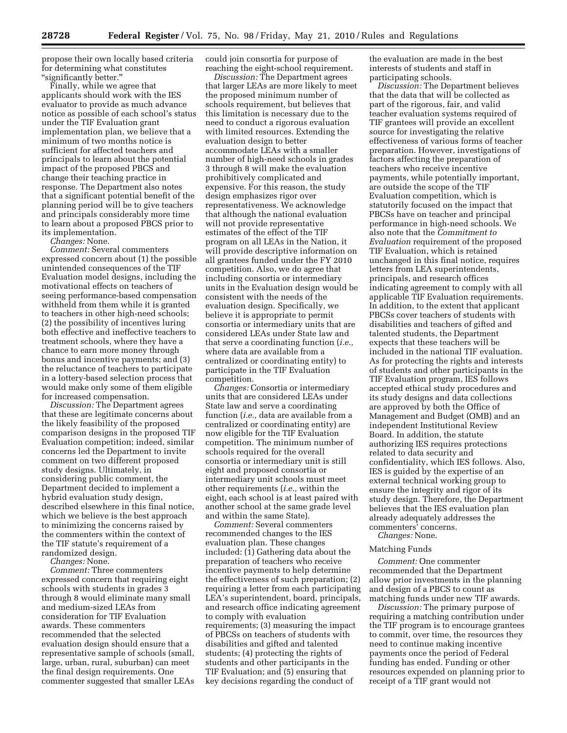propose their own locally based criteria for determining what constitutes "significantly better."

Finally, while we agree that applicants should work with the IES evaluator to provide as much advance notice as possible of each school's status under the TIF Evaluation grant implementation plan, we believe that a minimum of two months notice is sufficient for affected teachers and principals to learn about the potential impact of the proposed PBCS and change their teaching practice in response. The Department also notes that a significant potential benefit of the planning period will be to give teachers and principals considerably more time to learn about a proposed PBCS prior to its implementation.

*Changes:* None.

*Comment:* Several commenters expressed concern about (1) the possible unintended consequences of the TIF Evaluation model designs, including the motivational effects on teachers of seeing performance-based compensation withheld from them while it is granted to teachers in other high-need schools; (2) the possibility of incentives luring both effective and ineffective teachers to treatment schools, where they have a chance to earn more money through bonus and incentive payments; and (3) the reluctance of teachers to participate in a lottery-based selection process that would make only some of them eligible for increased compensation.

*Discussion:* The Department agrees that these are legitimate concerns about the likely feasibility of the proposed comparison designs in the proposed TIF Evaluation competition; indeed, similar concerns led the Department to invite comment on two different proposed study designs. Ultimately, in considering public comment, the Department decided to implement a hybrid evaluation study design, described elsewhere in this final notice, which we believe is the best approach to minimizing the concerns raised by the commenters within the context of the TIF statute's requirement of a randomized design.

*Changes:* None.

*Comment:* Three commenters expressed concern that requiring eight schools with students in grades 3 through 8 would eliminate many small and medium-sized LEAs from consideration for TIF Evaluation awards. These commenters recommended that the selected evaluation design should ensure that a representative sample of schools (small, large, urban, rural, suburban) can meet the final design requirements. One commenter suggested that smaller LEAs could join consortia for purpose of reaching the eight-school requirement.

*Discussion:* The Department agrees that larger LEAs are more likely to meet the proposed minimum number of schools requirement, but believes that this limitation is necessary due to the need to conduct a rigorous evaluation with limited resources. Extending the evaluation design to better accommodate LEAs with a smaller number of high-need schools in grades 3 through 8 will make the evaluation prohibitively complicated and expensive. For this reason, the study design emphasizes rigor over representativeness. We acknowledge that although the national evaluation will not provide representative estimates of the effect of the TIF program on all LEAs in the Nation, it will provide descriptive information on all grantees funded under the FY 2010 competition. Also, we do agree that including consortia or intermediary units in the Evaluation design would be consistent with the needs of the evaluation design. Specifically, we believe it is appropriate to permit consortia or intermediary units that are considered LEAs under State law and that serve a coordinating function (*i.e.,* where data are available from a centralized or coordinating entity) to participate in the TIF Evaluation competition.

*Changes:* Consortia or intermediary units that are considered LEAs under State law and serve a coordinating function (*i.e.,* data are available from a centralized or coordinating entity) are now eligible for the TIF Evaluation competition. The minimum number of schools required for the overall consortia or intermediary unit is still eight and proposed consortia or intermediary unit schools must meet other requirements (*i.e.,* within the eight, each school is at least paired with another school at the same grade level and within the same State).

*Comment:* Several commenters recommended changes to the IES evaluation plan. These changes included: (1) Gathering data about the preparation of teachers who receive incentive payments to help determine the effectiveness of such preparation; (2) requiring a letter from each participating LEA's superintendent, board, principals, and research office indicating agreement to comply with evaluation requirements; (3) measuring the impact of PBCSs on teachers of students with disabilities and gifted and talented students; (4) protecting the rights of students and other participants in the TIF Evaluation; and (5) ensuring that key decisions regarding the conduct of the evaluation are made in the best interests of students and staff in participating schools.

*Discussion:* The Department believes that the data that will be collected as part of the rigorous, fair, and valid teacher evaluation systems required of TIF grantees will provide an excellent source for investigating the relative effectiveness of various forms of teacher preparation. However, investigations of factors affecting the preparation of teachers who receive incentive payments, while potentially important, are outside the scope of the TIF Evaluation competition, which is statutorily focused on the impact that PBCSs have on teacher and principal performance in high-need schools. We also note that the *Commitment to Evaluation* requirement of the proposed TIF Evaluation, which is retained unchanged in this final notice, requires letters from LEA superintendents, principals, and research offices indicating agreement to comply with all applicable TIF Evaluation requirements. In addition, to the extent that applicant PBCSs cover teachers of students with disabilities and teachers of gifted and talented students, the Department expects that these teachers will be included in the national TIF evaluation. As for protecting the rights and interests of students and other participants in the TIF Evaluation program, IES follows accepted ethical study procedures and its study designs and data collections are approved by both the Office of Management and Budget (OMB) and an independent Institutional Review Board. In addition, the statute authorizing IES requires protections related to data security and confidentiality, which IES follows. Also, IES is guided by the expertise of an external technical working group to ensure the integrity and rigor of its study design. Therefore, the Department believes that the IES evaluation plan already adequately addresses the commenters' concerns.

*Changes:* None.

## Matching Funds

*Comment:* One commenter recommended that the Department allow prior investments in the planning and design of a PBCS to count as matching funds under new TIF awards.

*Discussion:* The primary purpose of requiring a matching contribution under the TIF program is to encourage grantees to commit, over time, the resources they need to continue making incentive payments once the period of Federal funding has ended. Funding or other resources expended on planning prior to receipt of a TIF grant would not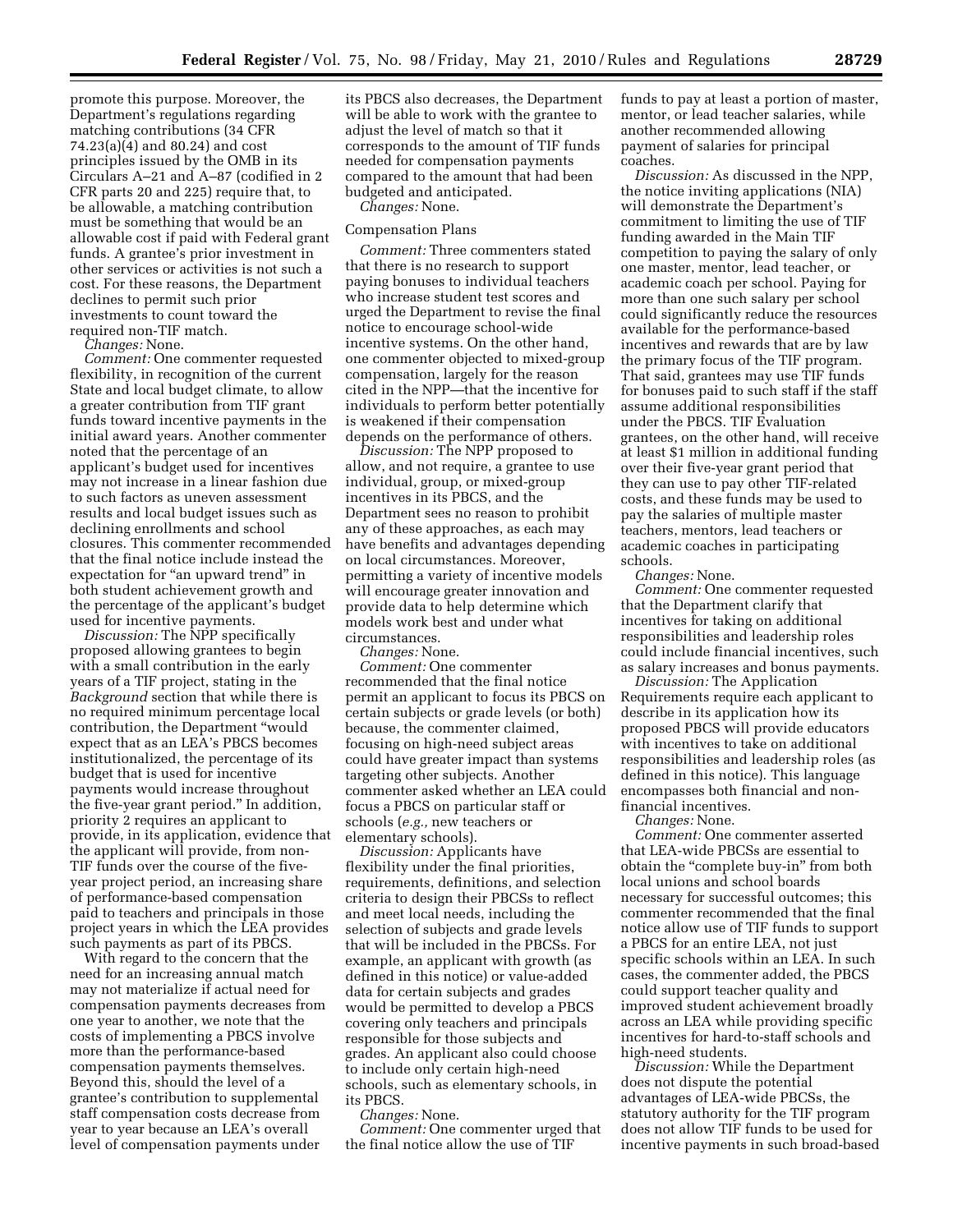promote this purpose. Moreover, the Department's regulations regarding matching contributions (34 CFR 74.23(a)(4) and 80.24) and cost principles issued by the OMB in its Circulars A–21 and A–87 (codified in 2 CFR parts 20 and 225) require that, to be allowable, a matching contribution must be something that would be an allowable cost if paid with Federal grant funds. A grantee's prior investment in other services or activities is not such a cost. For these reasons, the Department declines to permit such prior investments to count toward the required non-TIF match.

*Changes:* None.

*Comment:* One commenter requested flexibility, in recognition of the current State and local budget climate, to allow a greater contribution from TIF grant funds toward incentive payments in the initial award years. Another commenter noted that the percentage of an applicant's budget used for incentives may not increase in a linear fashion due to such factors as uneven assessment results and local budget issues such as declining enrollments and school closures. This commenter recommended that the final notice include instead the expectation for "an upward trend" in both student achievement growth and the percentage of the applicant's budget used for incentive payments.

*Discussion:* The NPP specifically proposed allowing grantees to begin with a small contribution in the early years of a TIF project, stating in the *Background* section that while there is no required minimum percentage local contribution, the Department "would expect that as an LEA's PBCS becomes institutionalized, the percentage of its budget that is used for incentive payments would increase throughout the five-year grant period." In addition, priority 2 requires an applicant to provide, in its application, evidence that the applicant will provide, from non-TIF funds over the course of the five-year project period, an increasing share of performance-based compensation paid to teachers and principals in those project years in which the LEA provides such payments as part of its PBCS.

With regard to the concern that the need for an increasing annual match may not materialize if actual need for compensation payments decreases from one year to another, we note that the costs of implementing a PBCS involve more than the performance-based compensation payments themselves. Beyond this, should the level of a grantee's contribution to supplemental staff compensation costs decrease from year to year because an LEA's overall level of compensation payments under its PBCS also decreases, the Department will be able to work with the grantee to adjust the level of match so that it corresponds to the amount of TIF funds needed for compensation payments compared to the amount that had been budgeted and anticipated.

*Changes:* None.

Compensation Plans

*Comment:* Three commenters stated that there is no research to support paying bonuses to individual teachers who increase student test scores and urged the Department to revise the final notice to encourage school-wide incentive systems. On the other hand, one commenter objected to mixed-group compensation, largely for the reason cited in the NPP—that the incentive for individuals to perform better potentially is weakened if their compensation depends on the performance of others.

*Discussion:* The NPP proposed to allow, and not require, a grantee to use individual, group, or mixed-group incentives in its PBCS, and the Department sees no reason to prohibit any of these approaches, as each may have benefits and advantages depending on local circumstances. Moreover, permitting a variety of incentive models will encourage greater innovation and provide data to help determine which models work best and under what circumstances.

*Changes:* None.

*Comment:* One commenter recommended that the final notice permit an applicant to focus its PBCS on certain subjects or grade levels (or both) because, the commenter claimed, focusing on high-need subject areas could have greater impact than systems targeting other subjects. Another commenter asked whether an LEA could focus a PBCS on particular staff or schools (*e.g.,* new teachers or elementary schools).

*Discussion:* Applicants have flexibility under the final priorities, requirements, definitions, and selection criteria to design their PBCSs to reflect and meet local needs, including the selection of subjects and grade levels that will be included in the PBCSs. For example, an applicant with growth (as defined in this notice) or value-added data for certain subjects and grades would be permitted to develop a PBCS covering only teachers and principals responsible for those subjects and grades. An applicant also could choose to include only certain high-need schools, such as elementary schools, in its PBCS.

*Changes:* None.

*Comment:* One commenter urged that the final notice allow the use of TIF funds to pay at least a portion of master, mentor, or lead teacher salaries, while another recommended allowing payment of salaries for principal coaches.

*Discussion:* As discussed in the NPP, the notice inviting applications (NIA) will demonstrate the Department's commitment to limiting the use of TIF funding awarded in the Main TIF competition to paying the salary of only one master, mentor, lead teacher, or academic coach per school. Paying for more than one such salary per school could significantly reduce the resources available for the performance-based incentives and rewards that are by law the primary focus of the TIF program. That said, grantees may use TIF funds for bonuses paid to such staff if the staff assume additional responsibilities under the PBCS. TIF Evaluation grantees, on the other hand, will receive at least $1 million in additional funding over their five-year grant period that they can use to pay other TIF-related costs, and these funds may be used to pay the salaries of multiple master teachers, mentors, lead teachers or academic coaches in participating schools.

*Changes:* None.

*Comment:* One commenter requested that the Department clarify that incentives for taking on additional responsibilities and leadership roles could include financial incentives, such as salary increases and bonus payments.

*Discussion:* The Application Requirements require each applicant to describe in its application how its proposed PBCS will provide educators with incentives to take on additional responsibilities and leadership roles (as defined in this notice). This language encompasses both financial and non-financial incentives.

*Changes:* None.

*Comment:* One commenter asserted that LEA-wide PBCSs are essential to obtain the "complete buy-in" from both local unions and school boards necessary for successful outcomes; this commenter recommended that the final notice allow use of TIF funds to support a PBCS for an entire LEA, not just specific schools within an LEA. In such cases, the commenter added, the PBCS could support teacher quality and improved student achievement broadly across an LEA while providing specific incentives for hard-to-staff schools and high-need students.

*Discussion:* While the Department does not dispute the potential advantages of LEA-wide PBCSs, the statutory authority for the TIF program does not allow TIF funds to be used for incentive payments in such broad-based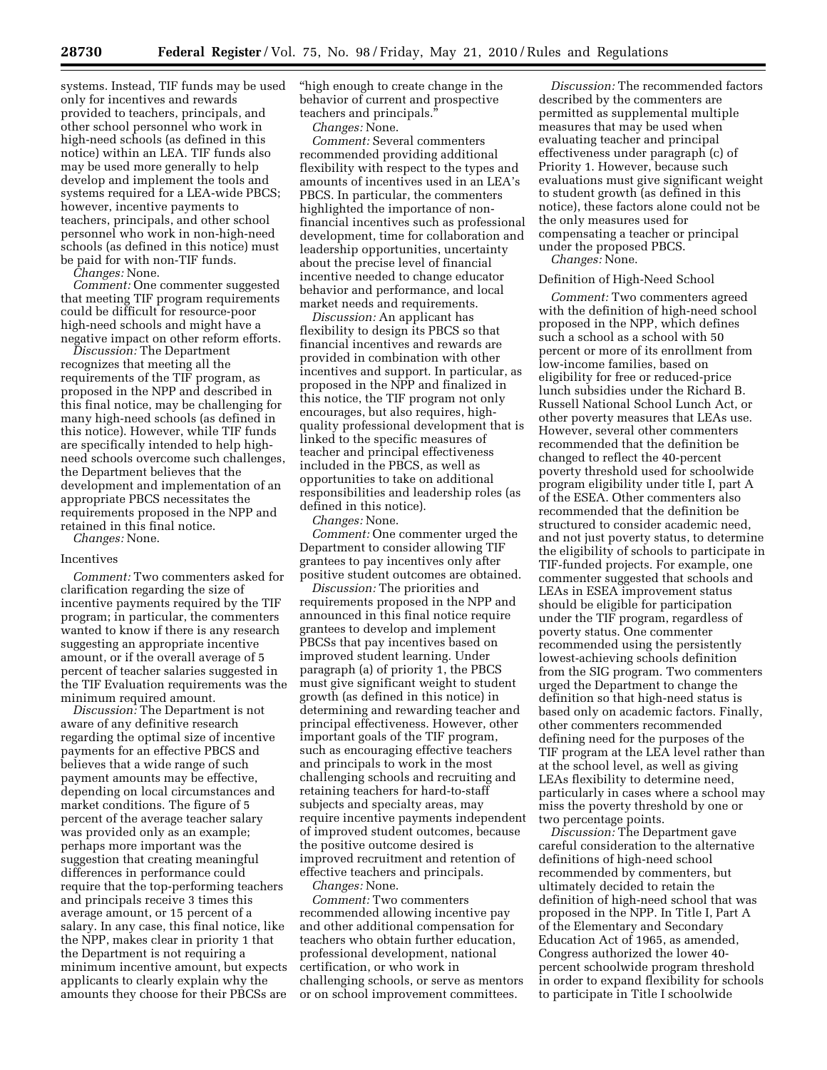systems. Instead, TIF funds may be used only for incentives and rewards provided to teachers, principals, and other school personnel who work in high-need schools (as defined in this notice) within an LEA. TIF funds also may be used more generally to help develop and implement the tools and systems required for a LEA-wide PBCS; however, incentive payments to teachers, principals, and other school personnel who work in non-high-need schools (as defined in this notice) must be paid for with non-TIF funds.

*Changes:* None.

*Comment:* One commenter suggested that meeting TIF program requirements could be difficult for resource-poor high-need schools and might have a negative impact on other reform efforts.

*Discussion:* The Department recognizes that meeting all the requirements of the TIF program, as proposed in the NPP and described in this final notice, may be challenging for many high-need schools (as defined in this notice). However, while TIF funds are specifically intended to help high-need schools overcome such challenges, the Department believes that the development and implementation of an appropriate PBCS necessitates the requirements proposed in the NPP and retained in this final notice.

*Changes:* None.

Incentives

*Comment:* Two commenters asked for clarification regarding the size of incentive payments required by the TIF program; in particular, the commenters wanted to know if there is any research suggesting an appropriate incentive amount, or if the overall average of 5 percent of teacher salaries suggested in the TIF Evaluation requirements was the minimum required amount.

*Discussion:* The Department is not aware of any definitive research regarding the optimal size of incentive payments for an effective PBCS and believes that a wide range of such payment amounts may be effective, depending on local circumstances and market conditions. The figure of 5 percent of the average teacher salary was provided only as an example; perhaps more important was the suggestion that creating meaningful differences in performance could require that the top-performing teachers and principals receive 3 times this average amount, or 15 percent of a salary. In any case, this final notice, like the NPP, makes clear in priority 1 that the Department is not requiring a minimum incentive amount, but expects applicants to clearly explain why the amounts they choose for their PBCSs are "high enough to create change in the behavior of current and prospective teachers and principals."

*Changes:* None.

*Comment:* Several commenters recommended providing additional flexibility with respect to the types and amounts of incentives used in an LEA's PBCS. In particular, the commenters highlighted the importance of non-financial incentives such as professional development, time for collaboration and leadership opportunities, uncertainty about the precise level of financial incentive needed to change educator behavior and performance, and local market needs and requirements.

*Discussion:* An applicant has flexibility to design its PBCS so that financial incentives and rewards are provided in combination with other incentives and support. In particular, as proposed in the NPP and finalized in this notice, the TIF program not only encourages, but also requires, high-quality professional development that is linked to the specific measures of teacher and principal effectiveness included in the PBCS, as well as opportunities to take on additional responsibilities and leadership roles (as defined in this notice).

*Changes:* None.

*Comment:* One commenter urged the Department to consider allowing TIF grantees to pay incentives only after positive student outcomes are obtained.

*Discussion:* The priorities and requirements proposed in the NPP and announced in this final notice require grantees to develop and implement PBCSs that pay incentives based on improved student learning. Under paragraph (a) of priority 1, the PBCS must give significant weight to student growth (as defined in this notice) in determining and rewarding teacher and principal effectiveness. However, other important goals of the TIF program, such as encouraging effective teachers and principals to work in the most challenging schools and recruiting and retaining teachers for hard-to-staff subjects and specialty areas, may require incentive payments independent of improved student outcomes, because the positive outcome desired is improved recruitment and retention of effective teachers and principals.

*Changes:* None.

*Comment:* Two commenters recommended allowing incentive pay and other additional compensation for teachers who obtain further education, professional development, national certification, or who work in challenging schools, or serve as mentors or on school improvement committees.

*Discussion:* The recommended factors described by the commenters are permitted as supplemental multiple measures that may be used when evaluating teacher and principal effectiveness under paragraph (c) of Priority 1. However, because such evaluations must give significant weight to student growth (as defined in this notice), these factors alone could not be the only measures used for compensating a teacher or principal under the proposed PBCS.

*Changes:* None.

Definition of High-Need School

*Comment:* Two commenters agreed with the definition of high-need school proposed in the NPP, which defines such a school as a school with 50 percent or more of its enrollment from low-income families, based on eligibility for free or reduced-price lunch subsidies under the Richard B. Russell National School Lunch Act, or other poverty measures that LEAs use. However, several other commenters recommended that the definition be changed to reflect the 40-percent poverty threshold used for schoolwide program eligibility under title I, part A of the ESEA. Other commenters also recommended that the definition be structured to consider academic need, and not just poverty status, to determine the eligibility of schools to participate in TIF-funded projects. For example, one commenter suggested that schools and LEAs in ESEA improvement status should be eligible for participation under the TIF program, regardless of poverty status. One commenter recommended using the persistently lowest-achieving schools definition from the SIG program. Two commenters urged the Department to change the definition so that high-need status is based only on academic factors. Finally, other commenters recommended defining need for the purposes of the TIF program at the LEA level rather than at the school level, as well as giving LEAs flexibility to determine need, particularly in cases where a school may miss the poverty threshold by one or two percentage points.

*Discussion:* The Department gave careful consideration to the alternative definitions of high-need school recommended by commenters, but ultimately decided to retain the definition of high-need school that was proposed in the NPP. In Title I, Part A of the Elementary and Secondary Education Act of 1965, as amended, Congress authorized the lower 40-percent schoolwide program threshold in order to expand flexibility for schools to participate in Title I schoolwide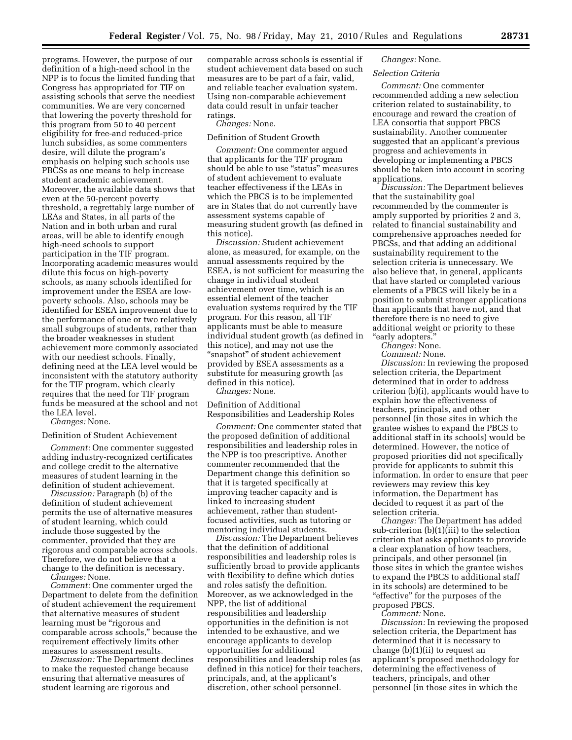programs. However, the purpose of our definition of a high-need school in the NPP is to focus the limited funding that Congress has appropriated for TIF on assisting schools that serve the neediest communities. We are very concerned that lowering the poverty threshold for this program from 50 to 40 percent eligibility for free-and reduced-price lunch subsidies, as some commenters desire, will dilute the program's emphasis on helping such schools use PBCSs as one means to help increase student academic achievement. Moreover, the available data shows that even at the 50-percent poverty threshold, a regrettably large number of LEAs and States, in all parts of the Nation and in both urban and rural areas, will be able to identify enough high-need schools to support participation in the TIF program. Incorporating academic measures would dilute this focus on high-poverty schools, as many schools identified for improvement under the ESEA are low-poverty schools. Also, schools may be identified for ESEA improvement due to the performance of one or two relatively small subgroups of students, rather than the broader weaknesses in student achievement more commonly associated with our neediest schools. Finally, defining need at the LEA level would be inconsistent with the statutory authority for the TIF program, which clearly requires that the need for TIF program funds be measured at the school and not the LEA level.

*Changes:* None.

Definition of Student Achievement

*Comment:* One commenter suggested adding industry-recognized certificates and college credit to the alternative measures of student learning in the definition of student achievement.

*Discussion:* Paragraph (b) of the definition of student achievement permits the use of alternative measures of student learning, which could include those suggested by the commenter, provided that they are rigorous and comparable across schools. Therefore, we do not believe that a change to the definition is necessary.

*Changes:* None.

*Comment:* One commenter urged the Department to delete from the definition of student achievement the requirement that alternative measures of student learning must be "rigorous and comparable across schools," because the requirement effectively limits other measures to assessment results.

*Discussion:* The Department declines to make the requested change because ensuring that alternative measures of student learning are rigorous and comparable across schools is essential if student achievement data based on such measures are to be part of a fair, valid, and reliable teacher evaluation system. Using non-comparable achievement data could result in unfair teacher ratings.

*Changes:* None.

Definition of Student Growth

*Comment:* One commenter argued that applicants for the TIF program should be able to use "status" measures of student achievement to evaluate teacher effectiveness if the LEAs in which the PBCS is to be implemented are in States that do not currently have assessment systems capable of measuring student growth (as defined in this notice).

*Discussion:* Student achievement alone, as measured, for example, on the annual assessments required by the ESEA, is not sufficient for measuring the change in individual student achievement over time, which is an essential element of the teacher evaluation systems required by the TIF program. For this reason, all TIF applicants must be able to measure individual student growth (as defined in this notice), and may not use the "snapshot" of student achievement provided by ESEA assessments as a substitute for measuring growth (as defined in this notice).

*Changes:* None.

Definition of Additional Responsibilities and Leadership Roles

*Comment:* One commenter stated that the proposed definition of additional responsibilities and leadership roles in the NPP is too prescriptive. Another commenter recommended that the Department change this definition so that it is targeted specifically at improving teacher capacity and is linked to increasing student achievement, rather than student-focused activities, such as tutoring or mentoring individual students.

*Discussion:* The Department believes that the definition of additional responsibilities and leadership roles is sufficiently broad to provide applicants with flexibility to define which duties and roles satisfy the definition. Moreover, as we acknowledged in the NPP, the list of additional responsibilities and leadership opportunities in the definition is not intended to be exhaustive, and we encourage applicants to develop opportunities for additional responsibilities and leadership roles (as defined in this notice) for their teachers, principals, and, at the applicant's discretion, other school personnel.

*Changes:* None.

*Selection Criteria*

*Comment:* One commenter recommended adding a new selection criterion related to sustainability, to encourage and reward the creation of LEA consortia that support PBCS sustainability. Another commenter suggested that an applicant's previous progress and achievements in developing or implementing a PBCS should be taken into account in scoring applications.

*Discussion:* The Department believes that the sustainability goal recommended by the commenter is amply supported by priorities 2 and 3, related to financial sustainability and comprehensive approaches needed for PBCSs, and that adding an additional sustainability requirement to the selection criteria is unnecessary. We also believe that, in general, applicants that have started or completed various elements of a PBCS will likely be in a position to submit stronger applications than applicants that have not, and that therefore there is no need to give additional weight or priority to these "early adopters."

*Changes:* None.

*Comment:* None.

*Discussion:* In reviewing the proposed selection criteria, the Department determined that in order to address criterion (b)(i), applicants would have to explain how the effectiveness of teachers, principals, and other personnel (in those sites in which the grantee wishes to expand the PBCS to additional staff in its schools) would be determined. However, the notice of proposed priorities did not specifically provide for applicants to submit this information. In order to ensure that peer reviewers may review this key information, the Department has decided to request it as part of the selection criteria.

*Changes:* The Department has added sub-criterion (b)(1)(iii) to the selection criterion that asks applicants to provide a clear explanation of how teachers, principals, and other personnel (in those sites in which the grantee wishes to expand the PBCS to additional staff in its schools) are determined to be "effective" for the purposes of the proposed PBCS.

*Comment:* None.

*Discussion:* In reviewing the proposed selection criteria, the Department has determined that it is necessary to change (b)(1)(ii) to request an applicant's proposed methodology for determining the effectiveness of teachers, principals, and other personnel (in those sites in which the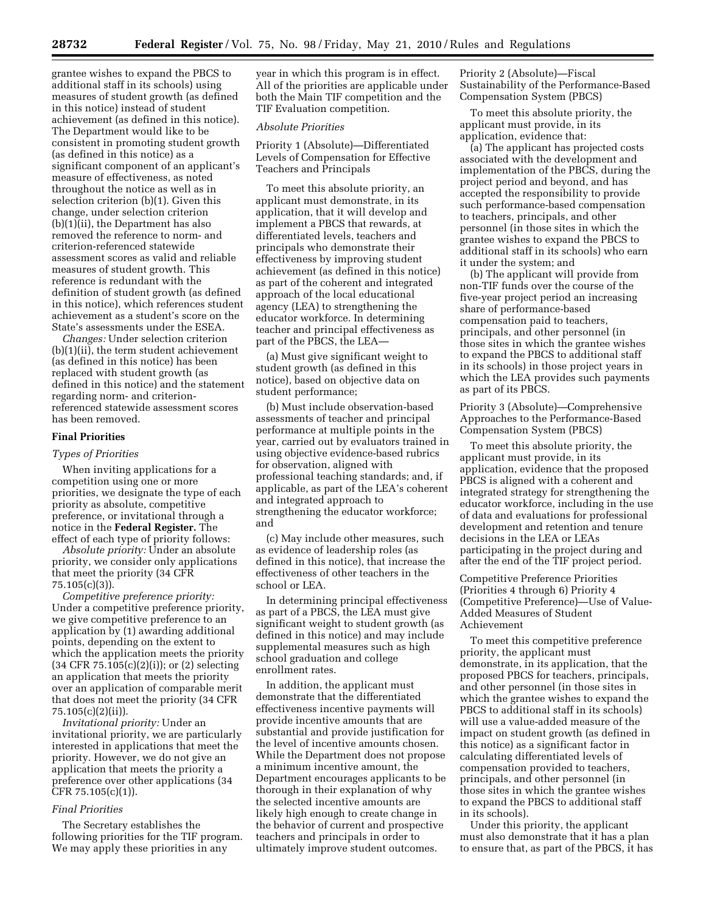grantee wishes to expand the PBCS to additional staff in its schools) using measures of student growth (as defined in this notice) instead of student achievement (as defined in this notice). The Department would like to be consistent in promoting student growth (as defined in this notice) as a significant component of an applicant's measure of effectiveness, as noted throughout the notice as well as in selection criterion (b)(1). Given this change, under selection criterion (b)(1)(ii), the Department has also removed the reference to norm- and criterion-referenced statewide assessment scores as valid and reliable measures of student growth. This reference is redundant with the definition of student growth (as defined in this notice), which references student achievement as a student's score on the State's assessments under the ESEA.

*Changes:* Under selection criterion (b)(1)(ii), the term student achievement (as defined in this notice) has been replaced with student growth (as defined in this notice) and the statement regarding norm- and criterion-referenced statewide assessment scores has been removed.

## Final Priorities

### *Types of Priorities*

When inviting applications for a competition using one or more priorities, we designate the type of each priority as absolute, competitive preference, or invitational through a notice in the **Federal Register.** The effect of each type of priority follows:

*Absolute priority:* Under an absolute priority, we consider only applications that meet the priority (34 CFR 75.105(c)(3)).

*Competitive preference priority:* Under a competitive preference priority, we give competitive preference to an application by (1) awarding additional points, depending on the extent to which the application meets the priority (34 CFR 75.105(c)(2)(i)); or (2) selecting an application that meets the priority over an application of comparable merit that does not meet the priority (34 CFR 75.105(c)(2)(ii)).

*Invitational priority:* Under an invitational priority, we are particularly interested in applications that meet the priority. However, we do not give an application that meets the priority a preference over other applications (34 CFR 75.105(c)(1)).

### *Final Priorities*

The Secretary establishes the following priorities for the TIF program. We may apply these priorities in any year in which this program is in effect. All of the priorities are applicable under both the Main TIF competition and the TIF Evaluation competition.

### *Absolute Priorities*

Priority 1 (Absolute)—Differentiated Levels of Compensation for Effective Teachers and Principals

To meet this absolute priority, an applicant must demonstrate, in its application, that it will develop and implement a PBCS that rewards, at differentiated levels, teachers and principals who demonstrate their effectiveness by improving student achievement (as defined in this notice) as part of the coherent and integrated approach of the local educational agency (LEA) to strengthening the educator workforce. In determining teacher and principal effectiveness as part of the PBCS, the LEA—

(a) Must give significant weight to student growth (as defined in this notice), based on objective data on student performance;

(b) Must include observation-based assessments of teacher and principal performance at multiple points in the year, carried out by evaluators trained in using objective evidence-based rubrics for observation, aligned with professional teaching standards; and, if applicable, as part of the LEA's coherent and integrated approach to strengthening the educator workforce; and

(c) May include other measures, such as evidence of leadership roles (as defined in this notice), that increase the effectiveness of other teachers in the school or LEA.

In determining principal effectiveness as part of a PBCS, the LEA must give significant weight to student growth (as defined in this notice) and may include supplemental measures such as high school graduation and college enrollment rates.

In addition, the applicant must demonstrate that the differentiated effectiveness incentive payments will provide incentive amounts that are substantial and provide justification for the level of incentive amounts chosen. While the Department does not propose a minimum incentive amount, the Department encourages applicants to be thorough in their explanation of why the selected incentive amounts are likely high enough to create change in the behavior of current and prospective teachers and principals in order to ultimately improve student outcomes.

Priority 2 (Absolute)—Fiscal Sustainability of the Performance-Based Compensation System (PBCS)

To meet this absolute priority, the applicant must provide, in its application, evidence that:

(a) The applicant has projected costs associated with the development and implementation of the PBCS, during the project period and beyond, and has accepted the responsibility to provide such performance-based compensation to teachers, principals, and other personnel (in those sites in which the grantee wishes to expand the PBCS to additional staff in its schools) who earn it under the system; and

(b) The applicant will provide from non-TIF funds over the course of the five-year project period an increasing share of performance-based compensation paid to teachers, principals, and other personnel (in those sites in which the grantee wishes to expand the PBCS to additional staff in its schools) in those project years in which the LEA provides such payments as part of its PBCS.

Priority 3 (Absolute)—Comprehensive Approaches to the Performance-Based Compensation System (PBCS)

To meet this absolute priority, the applicant must provide, in its application, evidence that the proposed PBCS is aligned with a coherent and integrated strategy for strengthening the educator workforce, including in the use of data and evaluations for professional development and retention and tenure decisions in the LEA or LEAs participating in the project during and after the end of the TIF project period.

Competitive Preference Priorities (Priorities 4 through 6) Priority 4 (Competitive Preference)—Use of Value-Added Measures of Student Achievement

To meet this competitive preference priority, the applicant must demonstrate, in its application, that the proposed PBCS for teachers, principals, and other personnel (in those sites in which the grantee wishes to expand the PBCS to additional staff in its schools) will use a value-added measure of the impact on student growth (as defined in this notice) as a significant factor in calculating differentiated levels of compensation provided to teachers, principals, and other personnel (in those sites in which the grantee wishes to expand the PBCS to additional staff in its schools).

Under this priority, the applicant must also demonstrate that it has a plan to ensure that, as part of the PBCS, it has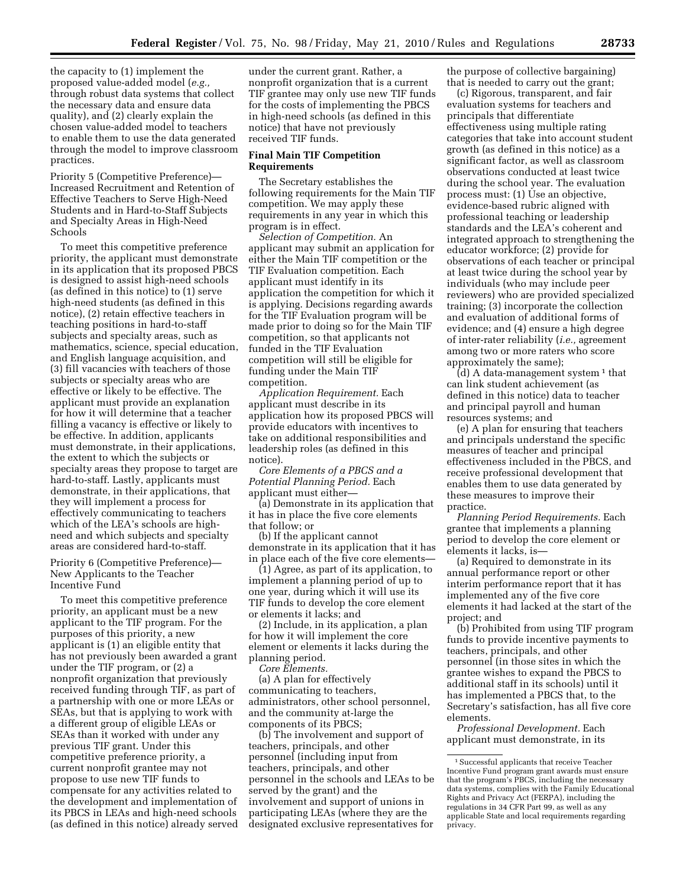the capacity to (1) implement the proposed value-added model (*e.g.,* through robust data systems that collect the necessary data and ensure data quality), and (2) clearly explain the chosen value-added model to teachers to enable them to use the data generated through the model to improve classroom practices.

Priority 5 (Competitive Preference)—Increased Recruitment and Retention of Effective Teachers to Serve High-Need Students and in Hard-to-Staff Subjects and Specialty Areas in High-Need Schools

To meet this competitive preference priority, the applicant must demonstrate in its application that its proposed PBCS is designed to assist high-need schools (as defined in this notice) to (1) serve high-need students (as defined in this notice), (2) retain effective teachers in teaching positions in hard-to-staff subjects and specialty areas, such as mathematics, science, special education, and English language acquisition, and (3) fill vacancies with teachers of those subjects or specialty areas who are effective or likely to be effective. The applicant must provide an explanation for how it will determine that a teacher filling a vacancy is effective or likely to be effective. In addition, applicants must demonstrate, in their applications, the extent to which the subjects or specialty areas they propose to target are hard-to-staff. Lastly, applicants must demonstrate, in their applications, that they will implement a process for effectively communicating to teachers which of the LEA's schools are high-need and which subjects and specialty areas are considered hard-to-staff.

Priority 6 (Competitive Preference)—New Applicants to the Teacher Incentive Fund

To meet this competitive preference priority, an applicant must be a new applicant to the TIF program. For the purposes of this priority, a new applicant is (1) an eligible entity that has not previously been awarded a grant under the TIF program, or (2) a nonprofit organization that previously received funding through TIF, as part of a partnership with one or more LEAs or SEAs, but that is applying to work with a different group of eligible LEAs or SEAs than it worked with under any previous TIF grant. Under this competitive preference priority, a current nonprofit grantee may not propose to use new TIF funds to compensate for any activities related to the development and implementation of its PBCS in LEAs and high-need schools (as defined in this notice) already served under the current grant. Rather, a nonprofit organization that is a current TIF grantee may only use new TIF funds for the costs of implementing the PBCS in high-need schools (as defined in this notice) that have not previously received TIF funds.

**Final Main TIF Competition Requirements**

The Secretary establishes the following requirements for the Main TIF competition. We may apply these requirements in any year in which this program is in effect.

*Selection of Competition.* An applicant may submit an application for either the Main TIF competition or the TIF Evaluation competition. Each applicant must identify in its application the competition for which it is applying. Decisions regarding awards for the TIF Evaluation program will be made prior to doing so for the Main TIF competition, so that applicants not funded in the TIF Evaluation competition will still be eligible for funding under the Main TIF competition.

*Application Requirement.* Each applicant must describe in its application how its proposed PBCS will provide educators with incentives to take on additional responsibilities and leadership roles (as defined in this notice).

*Core Elements of a PBCS and a Potential Planning Period.* Each applicant must either—

(a) Demonstrate in its application that it has in place the five core elements that follow; or

(b) If the applicant cannot demonstrate in its application that it has in place each of the five core elements—

(1) Agree, as part of its application, to implement a planning period of up to one year, during which it will use its TIF funds to develop the core element or elements it lacks; and

(2) Include, in its application, a plan for how it will implement the core element or elements it lacks during the planning period.

*Core Elements.*

(a) A plan for effectively communicating to teachers, administrators, other school personnel, and the community at-large the components of its PBCS;

(b) The involvement and support of teachers, principals, and other personnel (including input from teachers, principals, and other personnel in the schools and LEAs to be served by the grant) and the involvement and support of unions in participating LEAs (where they are the designated exclusive representatives for the purpose of collective bargaining) that is needed to carry out the grant;

(c) Rigorous, transparent, and fair evaluation systems for teachers and principals that differentiate effectiveness using multiple rating categories that take into account student growth (as defined in this notice) as a significant factor, as well as classroom observations conducted at least twice during the school year. The evaluation process must: (1) Use an objective, evidence-based rubric aligned with professional teaching or leadership standards and the LEA's coherent and integrated approach to strengthening the educator workforce; (2) provide for observations of each teacher or principal at least twice during the school year by individuals (who may include peer reviewers) who are provided specialized training; (3) incorporate the collection and evaluation of additional forms of evidence; and (4) ensure a high degree of inter-rater reliability (*i.e.,* agreement among two or more raters who score approximately the same);

(d) A data-management system [1] that can link student achievement (as defined in this notice) data to teacher and principal payroll and human resources systems; and

(e) A plan for ensuring that teachers and principals understand the specific measures of teacher and principal effectiveness included in the PBCS, and receive professional development that enables them to use data generated by these measures to improve their practice.

*Planning Period Requirements.* Each grantee that implements a planning period to develop the core element or elements it lacks, is—

(a) Required to demonstrate in its annual performance report or other interim performance report that it has implemented any of the five core elements it had lacked at the start of the project; and

(b) Prohibited from using TIF program funds to provide incentive payments to teachers, principals, and other personnel (in those sites in which the grantee wishes to expand the PBCS to additional staff in its schools) until it has implemented a PBCS that, to the Secretary's satisfaction, has all five core elements.

*Professional Development.* Each applicant must demonstrate, in its

[1] Successful applicants that receive Teacher Incentive Fund program grant awards must ensure that the program's PBCS, including the necessary data systems, complies with the Family Educational Rights and Privacy Act (FERPA), including the regulations in 34 CFR Part 99, as well as any applicable State and local requirements regarding privacy.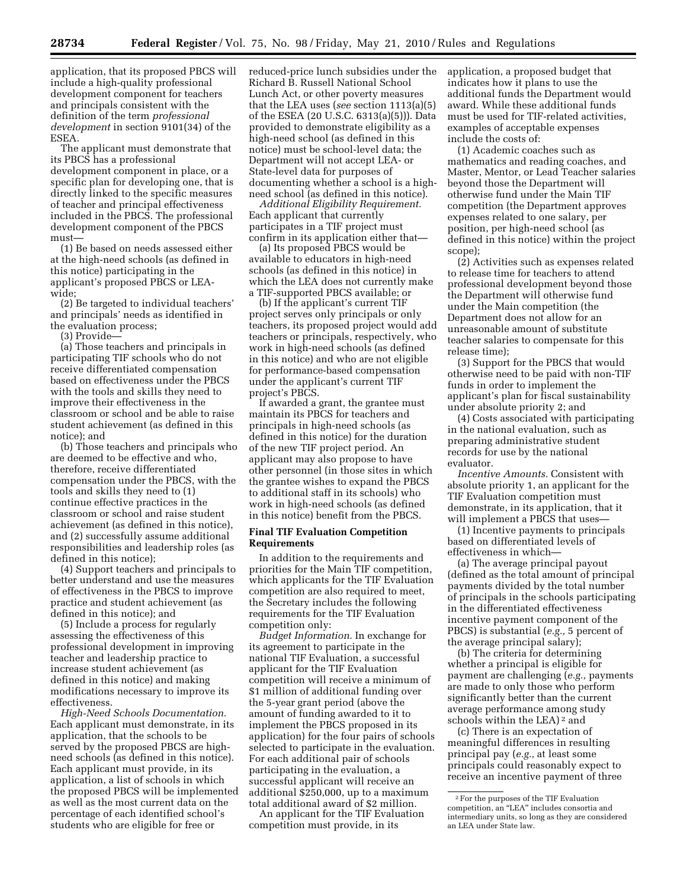application, that its proposed PBCS will include a high-quality professional development component for teachers and principals consistent with the definition of the term *professional development* in section 9101(34) of the ESEA.

The applicant must demonstrate that its PBCS has a professional development component in place, or a specific plan for developing one, that is directly linked to the specific measures of teacher and principal effectiveness included in the PBCS. The professional development component of the PBCS must—

(1) Be based on needs assessed either at the high-need schools (as defined in this notice) participating in the applicant's proposed PBCS or LEA-wide;

(2) Be targeted to individual teachers' and principals' needs as identified in the evaluation process;

(3) Provide—

(a) Those teachers and principals in participating TIF schools who do not receive differentiated compensation based on effectiveness under the PBCS with the tools and skills they need to improve their effectiveness in the classroom or school and be able to raise student achievement (as defined in this notice); and

(b) Those teachers and principals who are deemed to be effective and who, therefore, receive differentiated compensation under the PBCS, with the tools and skills they need to (1) continue effective practices in the classroom or school and raise student achievement (as defined in this notice), and (2) successfully assume additional responsibilities and leadership roles (as defined in this notice);

(4) Support teachers and principals to better understand and use the measures of effectiveness in the PBCS to improve practice and student achievement (as defined in this notice); and

(5) Include a process for regularly assessing the effectiveness of this professional development in improving teacher and leadership practice to increase student achievement (as defined in this notice) and making modifications necessary to improve its effectiveness.

*High-Need Schools Documentation.* Each applicant must demonstrate, in its application, that the schools to be served by the proposed PBCS are high-need schools (as defined in this notice). Each applicant must provide, in its application, a list of schools in which the proposed PBCS will be implemented as well as the most current data on the percentage of each identified school's students who are eligible for free or reduced-price lunch subsidies under the Richard B. Russell National School Lunch Act, or other poverty measures that the LEA uses (*see* section 1113(a)(5) of the ESEA (20 U.S.C. 6313(a)(5))). Data provided to demonstrate eligibility as a high-need school (as defined in this notice) must be school-level data; the Department will not accept LEA- or State-level data for purposes of documenting whether a school is a high-need school (as defined in this notice).

*Additional Eligibility Requirement.* Each applicant that currently participates in a TIF project must confirm in its application either that—

(a) Its proposed PBCS would be available to educators in high-need schools (as defined in this notice) in which the LEA does not currently make a TIF-supported PBCS available; or

(b) If the applicant's current TIF project serves only principals or only teachers, its proposed project would add teachers or principals, respectively, who work in high-need schools (as defined in this notice) and who are not eligible for performance-based compensation under the applicant's current TIF project's PBCS.

If awarded a grant, the grantee must maintain its PBCS for teachers and principals in high-need schools (as defined in this notice) for the duration of the new TIF project period. An applicant may also propose to have other personnel (in those sites in which the grantee wishes to expand the PBCS to additional staff in its schools) who work in high-need schools (as defined in this notice) benefit from the PBCS.

### Final TIF Evaluation Competition Requirements

In addition to the requirements and priorities for the Main TIF competition, which applicants for the TIF Evaluation competition are also required to meet, the Secretary includes the following requirements for the TIF Evaluation competition only:

*Budget Information.* In exchange for its agreement to participate in the national TIF Evaluation, a successful applicant for the TIF Evaluation competition will receive a minimum of $1 million of additional funding over the 5-year grant period (above the amount of funding awarded to it to implement the PBCS proposed in its application) for the four pairs of schools selected to participate in the evaluation. For each additional pair of schools participating in the evaluation, a successful applicant will receive an additional $250,000, up to a maximum total additional award of $2 million.

An applicant for the TIF Evaluation competition must provide, in its application, a proposed budget that indicates how it plans to use the additional funds the Department would award. While these additional funds must be used for TIF-related activities, examples of acceptable expenses include the costs of:

(1) Academic coaches such as mathematics and reading coaches, and Master, Mentor, or Lead Teacher salaries beyond those the Department will otherwise fund under the Main TIF competition (the Department approves expenses related to one salary, per position, per high-need school (as defined in this notice) within the project scope);

(2) Activities such as expenses related to release time for teachers to attend professional development beyond those the Department will otherwise fund under the Main competition (the Department does not allow for an unreasonable amount of substitute teacher salaries to compensate for this release time);

(3) Support for the PBCS that would otherwise need to be paid with non-TIF funds in order to implement the applicant's plan for fiscal sustainability under absolute priority 2; and

(4) Costs associated with participating in the national evaluation, such as preparing administrative student records for use by the national evaluator.

*Incentive Amounts.* Consistent with absolute priority 1, an applicant for the TIF Evaluation competition must demonstrate, in its application, that it will implement a PBCS that uses—

(1) Incentive payments to principals based on differentiated levels of effectiveness in which—

(a) The average principal payout (defined as the total amount of principal payments divided by the total number of principals in the schools participating in the differentiated effectiveness incentive payment component of the PBCS) is substantial (*e.g.,* 5 percent of the average principal salary);

(b) The criteria for determining whether a principal is eligible for payment are challenging (*e.g.,* payments are made to only those who perform significantly better than the current average performance among study schools within the LEA) [2] and

(c) There is an expectation of meaningful differences in resulting principal pay (*e.g.,* at least some principals could reasonably expect to receive an incentive payment of three

[2] For the purposes of the TIF Evaluation competition, an "LEA" includes consortia and intermediary units, so long as they are considered an LEA under State law.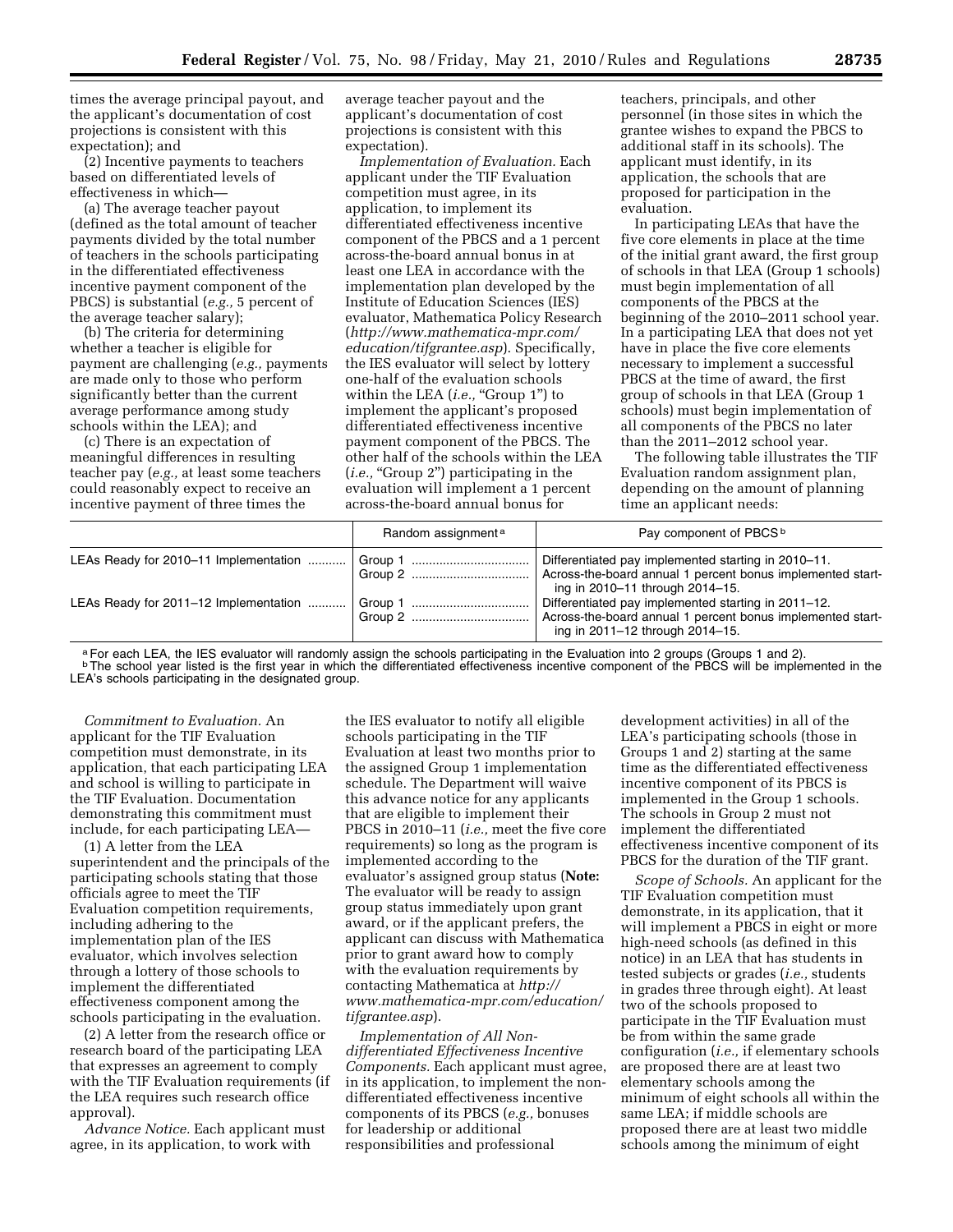times the average principal payout, and the applicant's documentation of cost projections is consistent with this expectation); and

(2) Incentive payments to teachers based on differentiated levels of effectiveness in which—

(a) The average teacher payout (defined as the total amount of teacher payments divided by the total number of teachers in the schools participating in the differentiated effectiveness incentive payment component of the PBCS) is substantial (*e.g.,* 5 percent of the average teacher salary);

(b) The criteria for determining whether a teacher is eligible for payment are challenging (*e.g.,* payments are made only to those who perform significantly better than the current average performance among study schools within the LEA); and

(c) There is an expectation of meaningful differences in resulting teacher pay (*e.g.,* at least some teachers could reasonably expect to receive an incentive payment of three times the average teacher payout and the applicant's documentation of cost projections is consistent with this expectation).

*Implementation of Evaluation.* Each applicant under the TIF Evaluation competition must agree, in its application, to implement its differentiated effectiveness incentive component of the PBCS and a 1 percent across-the-board annual bonus in at least one LEA in accordance with the implementation plan developed by the Institute of Education Sciences (IES) evaluator, Mathematica Policy Research (*http://www.mathematica-mpr.com/education/tifgrantee.asp*). Specifically, the IES evaluator will select by lottery one-half of the evaluation schools within the LEA (*i.e.,* "Group 1") to implement the applicant's proposed differentiated effectiveness incentive payment component of the PBCS. The other half of the schools within the LEA (*i.e.,* "Group 2") participating in the evaluation will implement a 1 percent across-the-board annual bonus for teachers, principals, and other personnel (in those sites in which the grantee wishes to expand the PBCS to additional staff in its schools). The applicant must identify, in its application, the schools that are proposed for participation in the evaluation.

In participating LEAs that have the five core elements in place at the time of the initial grant award, the first group of schools in that LEA (Group 1 schools) must begin implementation of all components of the PBCS at the beginning of the 2010–2011 school year. In a participating LEA that does not yet have in place the five core elements necessary to implement a successful PBCS at the time of award, the first group of schools in that LEA (Group 1 schools) must begin implementation of all components of the PBCS no later than the 2011–2012 school year.

The following table illustrates the TIF Evaluation random assignment plan, depending on the amount of planning time an applicant needs:

| | Random assignment [a] | Pay component of PBCS [b] |
|---|---|---|
| LEAs Ready for 2010–11 Implementation | Group 1 | Differentiated pay implemented starting in 2010–11. |
| | Group 2 | Across-the-board annual 1 percent bonus implemented starting in 2010–11 through 2014–15. |
| LEAs Ready for 2011–12 Implementation | Group 1 | Differentiated pay implemented starting in 2011–12. |
| | Group 2 | Across-the-board annual 1 percent bonus implemented starting in 2011–12 through 2014–15. |

[a] For each LEA, the IES evaluator will randomly assign the schools participating in the Evaluation into 2 groups (Groups 1 and 2).

[b] The school year listed is the first year in which the differentiated effectiveness incentive component of the PBCS will be implemented in the LEA's schools participating in the designated group.

*Commitment to Evaluation.* An applicant for the TIF Evaluation competition must demonstrate, in its application, that each participating LEA and school is willing to participate in the TIF Evaluation. Documentation demonstrating this commitment must include, for each participating LEA—

(1) A letter from the LEA superintendent and the principals of the participating schools stating that those officials agree to meet the TIF Evaluation competition requirements, including adhering to the implementation plan of the IES evaluator, which involves selection through a lottery of those schools to implement the differentiated effectiveness component among the schools participating in the evaluation.

(2) A letter from the research office or research board of the participating LEA that expresses an agreement to comply with the TIF Evaluation requirements (if the LEA requires such research office approval).

*Advance Notice.* Each applicant must agree, in its application, to work with the IES evaluator to notify all eligible schools participating in the TIF Evaluation at least two months prior to the assigned Group 1 implementation schedule. The Department will waive this advance notice for any applicants that are eligible to implement their PBCS in 2010–11 (*i.e.,* meet the five core requirements) so long as the program is implemented according to the evaluator's assigned group status (**Note:** The evaluator will be ready to assign group status immediately upon grant award, or if the applicant prefers, the applicant can discuss with Mathematica prior to grant award how to comply with the evaluation requirements by contacting Mathematica at *http://www.mathematica-mpr.com/education/tifgrantee.asp*).

*Implementation of All Non-differentiated Effectiveness Incentive Components.* Each applicant must agree, in its application, to implement the non-differentiated effectiveness incentive components of its PBCS (*e.g.,* bonuses for leadership or additional responsibilities and professional development activities) in all of the LEA's participating schools (those in Groups 1 and 2) starting at the same time as the differentiated effectiveness incentive component of its PBCS is implemented in the Group 1 schools. The schools in Group 2 must not implement the differentiated effectiveness incentive component of its PBCS for the duration of the TIF grant.

*Scope of Schools.* An applicant for the TIF Evaluation competition must demonstrate, in its application, that it will implement a PBCS in eight or more high-need schools (as defined in this notice) in an LEA that has students in tested subjects or grades (*i.e.,* students in grades three through eight). At least two of the schools proposed to participate in the TIF Evaluation must be from within the same grade configuration (*i.e.,* if elementary schools are proposed there are at least two elementary schools among the minimum of eight schools all within the same LEA; if middle schools are proposed there are at least two middle schools among the minimum of eight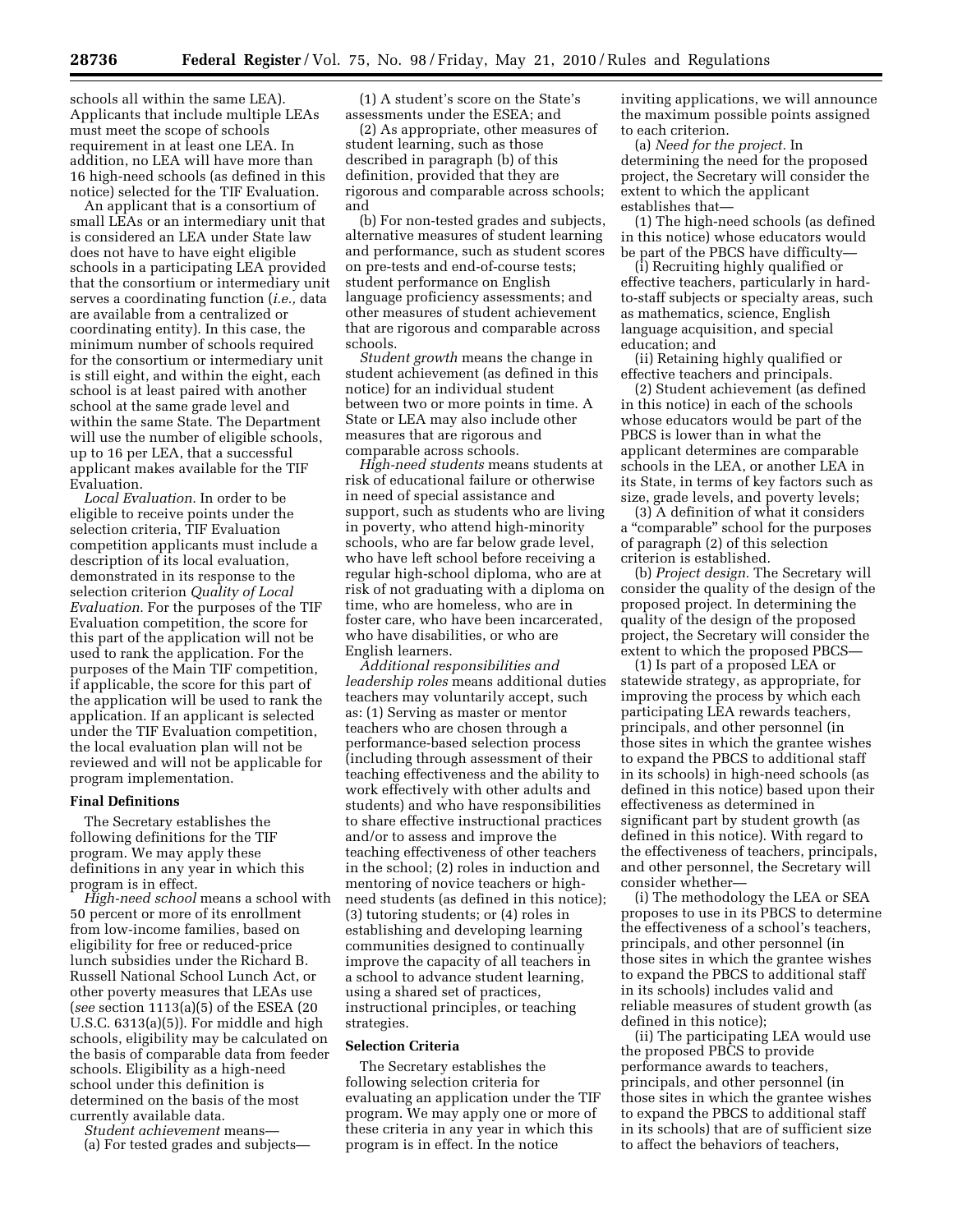schools all within the same LEA). Applicants that include multiple LEAs must meet the scope of schools requirement in at least one LEA. In addition, no LEA will have more than 16 high-need schools (as defined in this notice) selected for the TIF Evaluation.

An applicant that is a consortium of small LEAs or an intermediary unit that is considered an LEA under State law does not have to have eight eligible schools in a participating LEA provided that the consortium or intermediary unit serves a coordinating function (*i.e.,* data are available from a centralized or coordinating entity). In this case, the minimum number of schools required for the consortium or intermediary unit is still eight, and within the eight, each school is at least paired with another school at the same grade level and within the same State. The Department will use the number of eligible schools, up to 16 per LEA, that a successful applicant makes available for the TIF Evaluation.

*Local Evaluation.* In order to be eligible to receive points under the selection criteria, TIF Evaluation competition applicants must include a description of its local evaluation, demonstrated in its response to the selection criterion *Quality of Local Evaluation.* For the purposes of the TIF Evaluation competition, the score for this part of the application will not be used to rank the application. For the purposes of the Main TIF competition, if applicable, the score for this part of the application will be used to rank the application. If an applicant is selected under the TIF Evaluation competition, the local evaluation plan will not be reviewed and will not be applicable for program implementation.

### Final Definitions

The Secretary establishes the following definitions for the TIF program. We may apply these definitions in any year in which this program is in effect.

*High-need school* means a school with 50 percent or more of its enrollment from low-income families, based on eligibility for free or reduced-price lunch subsidies under the Richard B. Russell National School Lunch Act, or other poverty measures that LEAs use (*see* section 1113(a)(5) of the ESEA (20 U.S.C. 6313(a)(5)). For middle and high schools, eligibility may be calculated on the basis of comparable data from feeder schools. Eligibility as a high-need school under this definition is determined on the basis of the most currently available data.

*Student achievement* means—

(a) For tested grades and subjects—

(1) A student's score on the State's assessments under the ESEA; and

(2) As appropriate, other measures of student learning, such as those described in paragraph (b) of this definition, provided that they are rigorous and comparable across schools; and

(b) For non-tested grades and subjects, alternative measures of student learning and performance, such as student scores on pre-tests and end-of-course tests; student performance on English language proficiency assessments; and other measures of student achievement that are rigorous and comparable across schools.

*Student growth* means the change in student achievement (as defined in this notice) for an individual student between two or more points in time. A State or LEA may also include other measures that are rigorous and comparable across schools.

*High-need students* means students at risk of educational failure or otherwise in need of special assistance and support, such as students who are living in poverty, who attend high-minority schools, who are far below grade level, who have left school before receiving a regular high-school diploma, who are at risk of not graduating with a diploma on time, who are homeless, who are in foster care, who have been incarcerated, who have disabilities, or who are English learners.

*Additional responsibilities and leadership roles* means additional duties teachers may voluntarily accept, such as: (1) Serving as master or mentor teachers who are chosen through a performance-based selection process (including through assessment of their teaching effectiveness and the ability to work effectively with other adults and students) and who have responsibilities to share effective instructional practices and/or to assess and improve the teaching effectiveness of other teachers in the school; (2) roles in induction and mentoring of novice teachers or high-need students (as defined in this notice); (3) tutoring students; or (4) roles in establishing and developing learning communities designed to continually improve the capacity of all teachers in a school to advance student learning, using a shared set of practices, instructional principles, or teaching strategies.

### Selection Criteria

The Secretary establishes the following selection criteria for evaluating an application under the TIF program. We may apply one or more of these criteria in any year in which this program is in effect. In the notice inviting applications, we will announce the maximum possible points assigned to each criterion.

(a) *Need for the project.* In determining the need for the proposed project, the Secretary will consider the extent to which the applicant establishes that—

(1) The high-need schools (as defined in this notice) whose educators would be part of the PBCS have difficulty—

(i) Recruiting highly qualified or effective teachers, particularly in hard-to-staff subjects or specialty areas, such as mathematics, science, English language acquisition, and special education; and

(ii) Retaining highly qualified or effective teachers and principals.

(2) Student achievement (as defined in this notice) in each of the schools whose educators would be part of the PBCS is lower than in what the applicant determines are comparable schools in the LEA, or another LEA in its State, in terms of key factors such as size, grade levels, and poverty levels;

(3) A definition of what it considers a "comparable" school for the purposes of paragraph (2) of this selection criterion is established.

(b) *Project design.* The Secretary will consider the quality of the design of the proposed project. In determining the quality of the design of the proposed project, the Secretary will consider the extent to which the proposed PBCS—

(1) Is part of a proposed LEA or statewide strategy, as appropriate, for improving the process by which each participating LEA rewards teachers, principals, and other personnel (in those sites in which the grantee wishes to expand the PBCS to additional staff in its schools) in high-need schools (as defined in this notice) based upon their effectiveness as determined in significant part by student growth (as defined in this notice). With regard to the effectiveness of teachers, principals, and other personnel, the Secretary will consider whether—

(i) The methodology the LEA or SEA proposes to use in its PBCS to determine the effectiveness of a school's teachers, principals, and other personnel (in those sites in which the grantee wishes to expand the PBCS to additional staff in its schools) includes valid and reliable measures of student growth (as defined in this notice);

(ii) The participating LEA would use the proposed PBCS to provide performance awards to teachers, principals, and other personnel (in those sites in which the grantee wishes to expand the PBCS to additional staff in its schools) that are of sufficient size to affect the behaviors of teachers,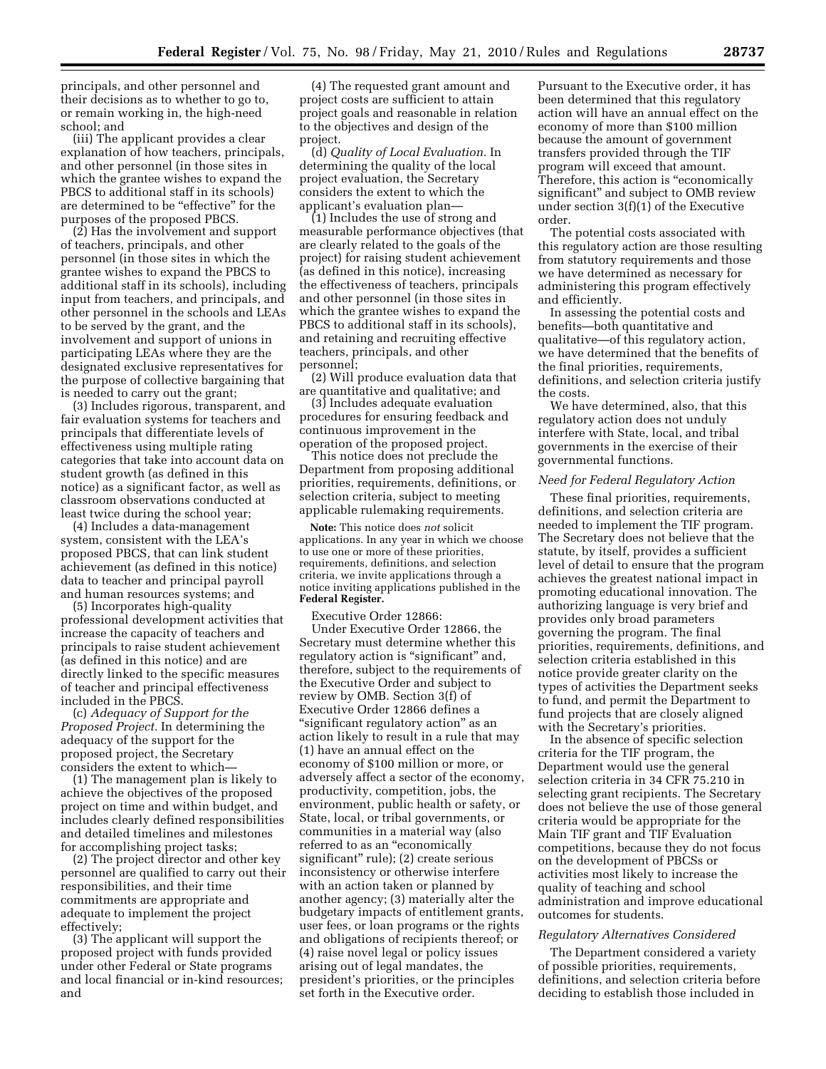principals, and other personnel and their decisions as to whether to go to, or remain working in, the high-need school; and

(iii) The applicant provides a clear explanation of how teachers, principals, and other personnel (in those sites in which the grantee wishes to expand the PBCS to additional staff in its schools) are determined to be "effective" for the purposes of the proposed PBCS.

(2) Has the involvement and support of teachers, principals, and other personnel (in those sites in which the grantee wishes to expand the PBCS to additional staff in its schools), including input from teachers, and principals, and other personnel in the schools and LEAs to be served by the grant, and the involvement and support of unions in participating LEAs where they are the designated exclusive representatives for the purpose of collective bargaining that is needed to carry out the grant;

(3) Includes rigorous, transparent, and fair evaluation systems for teachers and principals that differentiate levels of effectiveness using multiple rating categories that take into account data on student growth (as defined in this notice) as a significant factor, as well as classroom observations conducted at least twice during the school year;

(4) Includes a data-management system, consistent with the LEA's proposed PBCS, that can link student achievement (as defined in this notice) data to teacher and principal payroll and human resources systems; and

(5) Incorporates high-quality professional development activities that increase the capacity of teachers and principals to raise student achievement (as defined in this notice) and are directly linked to the specific measures of teacher and principal effectiveness included in the PBCS.

(c) *Adequacy of Support for the Proposed Project.* In determining the adequacy of the support for the proposed project, the Secretary considers the extent to which—

(1) The management plan is likely to achieve the objectives of the proposed project on time and within budget, and includes clearly defined responsibilities and detailed timelines and milestones for accomplishing project tasks;

(2) The project director and other key personnel are qualified to carry out their responsibilities, and their time commitments are appropriate and adequate to implement the project effectively;

(3) The applicant will support the proposed project with funds provided under other Federal or State programs and local financial or in-kind resources; and

(4) The requested grant amount and project costs are sufficient to attain project goals and reasonable in relation to the objectives and design of the project.

(d) *Quality of Local Evaluation.* In determining the quality of the local project evaluation, the Secretary considers the extent to which the applicant's evaluation plan—

(1) Includes the use of strong and measurable performance objectives (that are clearly related to the goals of the project) for raising student achievement (as defined in this notice), increasing the effectiveness of teachers, principals and other personnel (in those sites in which the grantee wishes to expand the PBCS to additional staff in its schools), and retaining and recruiting effective teachers, principals, and other personnel;

(2) Will produce evaluation data that are quantitative and qualitative; and

(3) Includes adequate evaluation procedures for ensuring feedback and continuous improvement in the operation of the proposed project.

This notice does not preclude the Department from proposing additional priorities, requirements, definitions, or selection criteria, subject to meeting applicable rulemaking requirements.

**Note:** This notice does *not* solicit applications. In any year in which we choose to use one or more of these priorities, requirements, definitions, and selection criteria, we invite applications through a notice inviting applications published in the **Federal Register.**

Executive Order 12866:

Under Executive Order 12866, the Secretary must determine whether this regulatory action is "significant" and, therefore, subject to the requirements of the Executive Order and subject to review by OMB. Section 3(f) of Executive Order 12866 defines a "significant regulatory action" as an action likely to result in a rule that may (1) have an annual effect on the economy of $100 million or more, or adversely affect a sector of the economy, productivity, competition, jobs, the environment, public health or safety, or State, local, or tribal governments, or communities in a material way (also referred to as an "economically significant" rule); (2) create serious inconsistency or otherwise interfere with an action taken or planned by another agency; (3) materially alter the budgetary impacts of entitlement grants, user fees, or loan programs or the rights and obligations of recipients thereof; or (4) raise novel legal or policy issues arising out of legal mandates, the president's priorities, or the principles set forth in the Executive order.

Pursuant to the Executive order, it has been determined that this regulatory action will have an annual effect on the economy of more than $100 million because the amount of government transfers provided through the TIF program will exceed that amount. Therefore, this action is "economically significant" and subject to OMB review under section 3(f)(1) of the Executive order.

The potential costs associated with this regulatory action are those resulting from statutory requirements and those we have determined as necessary for administering this program effectively and efficiently.

In assessing the potential costs and benefits—both quantitative and qualitative—of this regulatory action, we have determined that the benefits of the final priorities, requirements, definitions, and selection criteria justify the costs.

We have determined, also, that this regulatory action does not unduly interfere with State, local, and tribal governments in the exercise of their governmental functions.

*Need for Federal Regulatory Action*

These final priorities, requirements, definitions, and selection criteria are needed to implement the TIF program. The Secretary does not believe that the statute, by itself, provides a sufficient level of detail to ensure that the program achieves the greatest national impact in promoting educational innovation. The authorizing language is very brief and provides only broad parameters governing the program. The final priorities, requirements, definitions, and selection criteria established in this notice provide greater clarity on the types of activities the Department seeks to fund, and permit the Department to fund projects that are closely aligned with the Secretary's priorities.

In the absence of specific selection criteria for the TIF program, the Department would use the general selection criteria in 34 CFR 75.210 in selecting grant recipients. The Secretary does not believe the use of those general criteria would be appropriate for the Main TIF grant and TIF Evaluation competitions, because they do not focus on the development of PBCSs or activities most likely to increase the quality of teaching and school administration and improve educational outcomes for students.

*Regulatory Alternatives Considered*

The Department considered a variety of possible priorities, requirements, definitions, and selection criteria before deciding to establish those included in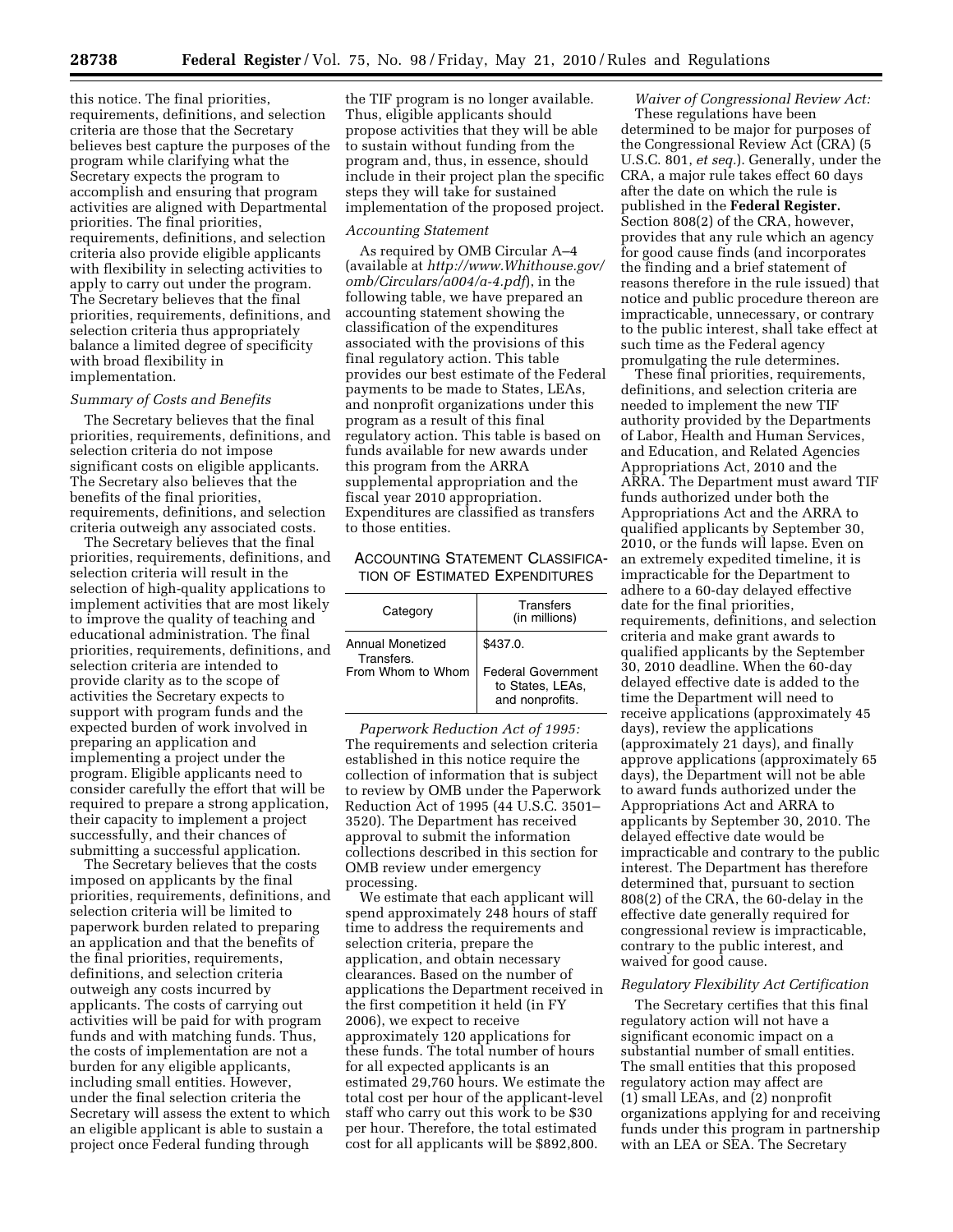this notice. The final priorities, requirements, definitions, and selection criteria are those that the Secretary believes best capture the purposes of the program while clarifying what the Secretary expects the program to accomplish and ensuring that program activities are aligned with Departmental priorities. The final priorities, requirements, definitions, and selection criteria also provide eligible applicants with flexibility in selecting activities to apply to carry out under the program. The Secretary believes that the final priorities, requirements, definitions, and selection criteria thus appropriately balance a limited degree of specificity with broad flexibility in implementation.

*Summary of Costs and Benefits*

The Secretary believes that the final priorities, requirements, definitions, and selection criteria do not impose significant costs on eligible applicants. The Secretary also believes that the benefits of the final priorities, requirements, definitions, and selection criteria outweigh any associated costs.

The Secretary believes that the final priorities, requirements, definitions, and selection criteria will result in the selection of high-quality applications to implement activities that are most likely to improve the quality of teaching and educational administration. The final priorities, requirements, definitions, and selection criteria are intended to provide clarity as to the scope of activities the Secretary expects to support with program funds and the expected burden of work involved in preparing an application and implementing a project under the program. Eligible applicants need to consider carefully the effort that will be required to prepare a strong application, their capacity to implement a project successfully, and their chances of submitting a successful application.

The Secretary believes that the costs imposed on applicants by the final priorities, requirements, definitions, and selection criteria will be limited to paperwork burden related to preparing an application and that the benefits of the final priorities, requirements, definitions, and selection criteria outweigh any costs incurred by applicants. The costs of carrying out activities will be paid for with program funds and with matching funds. Thus, the costs of implementation are not a burden for any eligible applicants, including small entities. However, under the final selection criteria the Secretary will assess the extent to which an eligible applicant is able to sustain a project once Federal funding through the TIF program is no longer available. Thus, eligible applicants should propose activities that they will be able to sustain without funding from the program and, thus, in essence, should include in their project plan the specific steps they will take for sustained implementation of the proposed project.

*Accounting Statement*

As required by OMB Circular A–4 (available at *http://www.Whithouse.gov/omb/Circulars/a004/a-4.pdf*), in the following table, we have prepared an accounting statement showing the classification of the expenditures associated with the provisions of this final regulatory action. This table provides our best estimate of the Federal payments to be made to States, LEAs, and nonprofit organizations under this program as a result of this final regulatory action. This table is based on funds available for new awards under this program from the ARRA supplemental appropriation and the fiscal year 2010 appropriation. Expenditures are classified as transfers to those entities.

ACCOUNTING STATEMENT CLASSIFICATION OF ESTIMATED EXPENDITURES

| Category | Transfers (in millions) |
|---|---|
| Annual Monetized Transfers. | $437.0. |
| From Whom to Whom | Federal Government to States, LEAs, and nonprofits. |

*Paperwork Reduction Act of 1995:* The requirements and selection criteria established in this notice require the collection of information that is subject to review by OMB under the Paperwork Reduction Act of 1995 (44 U.S.C. 3501–3520). The Department has received approval to submit the information collections described in this section for OMB review under emergency processing.

We estimate that each applicant will spend approximately 248 hours of staff time to address the requirements and selection criteria, prepare the application, and obtain necessary clearances. Based on the number of applications the Department received in the first competition it held (in FY 2006), we expect to receive approximately 120 applications for these funds. The total number of hours for all expected applicants is an estimated 29,760 hours. We estimate the total cost per hour of the applicant-level staff who carry out this work to be $30 per hour. Therefore, the total estimated cost for all applicants will be $892,800.

*Waiver of Congressional Review Act:* These regulations have been determined to be major for purposes of the Congressional Review Act (CRA) (5 U.S.C. 801, *et seq.*). Generally, under the CRA, a major rule takes effect 60 days after the date on which the rule is published in the **Federal Register.** Section 808(2) of the CRA, however, provides that any rule which an agency for good cause finds (and incorporates the finding and a brief statement of reasons therefore in the rule issued) that notice and public procedure thereon are impracticable, unnecessary, or contrary to the public interest, shall take effect at such time as the Federal agency promulgating the rule determines.

These final priorities, requirements, definitions, and selection criteria are needed to implement the new TIF authority provided by the Departments of Labor, Health and Human Services, and Education, and Related Agencies Appropriations Act, 2010 and the ARRA. The Department must award TIF funds authorized under both the Appropriations Act and the ARRA to qualified applicants by September 30, 2010, or the funds will lapse. Even on an extremely expedited timeline, it is impracticable for the Department to adhere to a 60-day delayed effective date for the final priorities, requirements, definitions, and selection criteria and make grant awards to qualified applicants by the September 30, 2010 deadline. When the 60-day delayed effective date is added to the time the Department will need to receive applications (approximately 45 days), review the applications (approximately 21 days), and finally approve applications (approximately 65 days), the Department will not be able to award funds authorized under the Appropriations Act and ARRA to applicants by September 30, 2010. The delayed effective date would be impracticable and contrary to the public interest. The Department has therefore determined that, pursuant to section 808(2) of the CRA, the 60-delay in the effective date generally required for congressional review is impracticable, contrary to the public interest, and waived for good cause.

*Regulatory Flexibility Act Certification*

The Secretary certifies that this final regulatory action will not have a significant economic impact on a substantial number of small entities. The small entities that this proposed regulatory action may affect are (1) small LEAs, and (2) nonprofit organizations applying for and receiving funds under this program in partnership with an LEA or SEA. The Secretary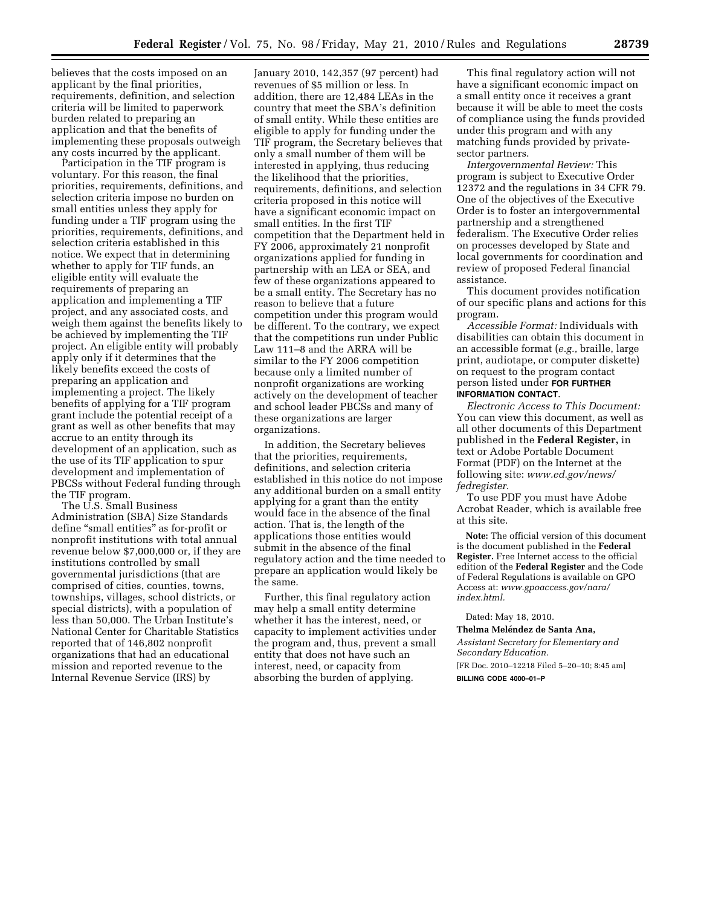believes that the costs imposed on an applicant by the final priorities, requirements, definition, and selection criteria will be limited to paperwork burden related to preparing an application and that the benefits of implementing these proposals outweigh any costs incurred by the applicant.

Participation in the TIF program is voluntary. For this reason, the final priorities, requirements, definitions, and selection criteria impose no burden on small entities unless they apply for funding under a TIF program using the priorities, requirements, definitions, and selection criteria established in this notice. We expect that in determining whether to apply for TIF funds, an eligible entity will evaluate the requirements of preparing an application and implementing a TIF project, and any associated costs, and weigh them against the benefits likely to be achieved by implementing the TIF project. An eligible entity will probably apply only if it determines that the likely benefits exceed the costs of preparing an application and implementing a project. The likely benefits of applying for a TIF program grant include the potential receipt of a grant as well as other benefits that may accrue to an entity through its development of an application, such as the use of its TIF application to spur development and implementation of PBCSs without Federal funding through the TIF program.

The U.S. Small Business Administration (SBA) Size Standards define "small entities" as for-profit or nonprofit institutions with total annual revenue below $7,000,000 or, if they are institutions controlled by small governmental jurisdictions (that are comprised of cities, counties, towns, townships, villages, school districts, or special districts), with a population of less than 50,000. The Urban Institute's National Center for Charitable Statistics reported that of 146,802 nonprofit organizations that had an educational mission and reported revenue to the Internal Revenue Service (IRS) by January 2010, 142,357 (97 percent) had revenues of $5 million or less. In addition, there are 12,484 LEAs in the country that meet the SBA's definition of small entity. While these entities are eligible to apply for funding under the TIF program, the Secretary believes that only a small number of them will be interested in applying, thus reducing the likelihood that the priorities, requirements, definitions, and selection criteria proposed in this notice will have a significant economic impact on small entities. In the first TIF competition that the Department held in FY 2006, approximately 21 nonprofit organizations applied for funding in partnership with an LEA or SEA, and few of these organizations appeared to be a small entity. The Secretary has no reason to believe that a future competition under this program would be different. To the contrary, we expect that the competitions run under Public Law 111–8 and the ARRA will be similar to the FY 2006 competition because only a limited number of nonprofit organizations are working actively on the development of teacher and school leader PBCSs and many of these organizations are larger organizations.

In addition, the Secretary believes that the priorities, requirements, definitions, and selection criteria established in this notice do not impose any additional burden on a small entity applying for a grant than the entity would face in the absence of the final action. That is, the length of the applications those entities would submit in the absence of the final regulatory action and the time needed to prepare an application would likely be the same.

Further, this final regulatory action may help a small entity determine whether it has the interest, need, or capacity to implement activities under the program and, thus, prevent a small entity that does not have such an interest, need, or capacity from absorbing the burden of applying.

This final regulatory action will not have a significant economic impact on a small entity once it receives a grant because it will be able to meet the costs of compliance using the funds provided under this program and with any matching funds provided by private-sector partners.

*Intergovernmental Review:* This program is subject to Executive Order 12372 and the regulations in 34 CFR 79. One of the objectives of the Executive Order is to foster an intergovernmental partnership and a strengthened federalism. The Executive Order relies on processes developed by State and local governments for coordination and review of proposed Federal financial assistance.

This document provides notification of our specific plans and actions for this program.

*Accessible Format:* Individuals with disabilities can obtain this document in an accessible format (*e.g.,* braille, large print, audiotape, or computer diskette) on request to the program contact person listed under **FOR FURTHER INFORMATION CONTACT**.

*Electronic Access to This Document:* You can view this document, as well as all other documents of this Department published in the **Federal Register,** in text or Adobe Portable Document Format (PDF) on the Internet at the following site: *www.ed.gov/news/fedregister.*

To use PDF you must have Adobe Acrobat Reader, which is available free at this site.

**Note:** The official version of this document is the document published in the **Federal Register.** Free Internet access to the official edition of the **Federal Register** and the Code of Federal Regulations is available on GPO Access at: *www.gpoaccess.gov/nara/index.html.*

Dated: May 18, 2010.

**Thelma Meléndez de Santa Ana,**

*Assistant Secretary for Elementary and Secondary Education.*

[FR Doc. 2010–12218 Filed 5–20–10; 8:45 am]

**BILLING CODE 4000–01–P**